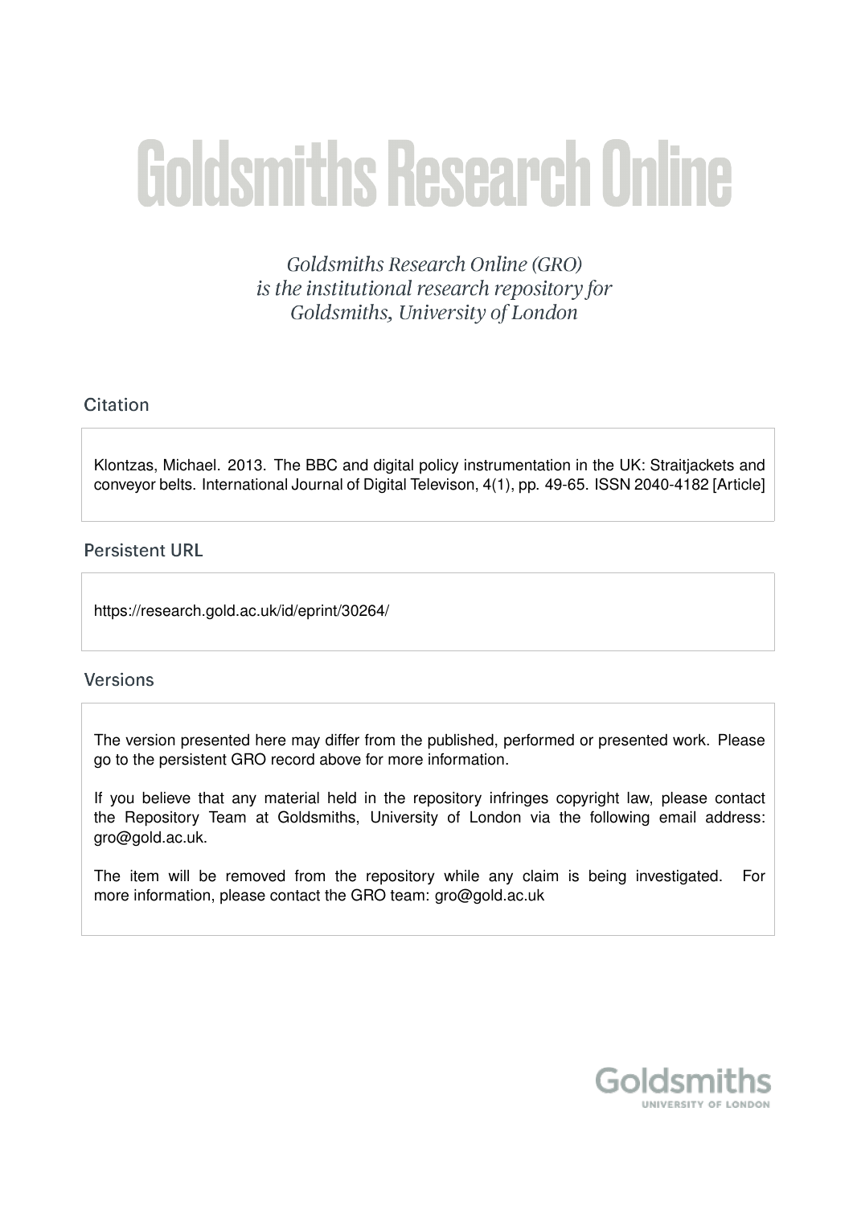# Goldsmiths Research Online

*Goldsmiths Research Online (GRO) is the institutional research repository for Goldsmiths, University of London*

## Citation

Klontzas, Michael. 2013. The BBC and digital policy instrumentation in the UK: Straitjackets and conveyor belts. International Journal of Digital Televison, 4(1), pp. 49-65. ISSN 2040-4182 [Article]

## Persistent URL

https://research.gold.ac.uk/id/eprint/30264/

## Versions

The version presented here may differ from the published, performed or presented work. Please go to the persistent GRO record above for more information.

If you believe that any material held in the repository infringes copyright law, please contact the Repository Team at Goldsmiths, University of London via the following email address: gro@gold.ac.uk.

The item will be removed from the repository while any claim is being investigated. For more information, please contact the GRO team: gro@gold.ac.uk

Goldsmiths
UNIVERSITY OF LONDON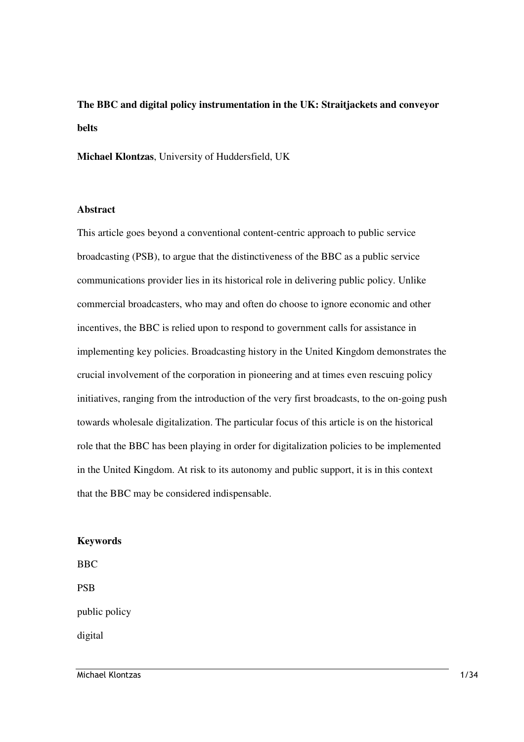**The BBC and digital policy instrumentation in the UK: Straitjackets and conveyor belts**

**Michael Klontzas**, University of Huddersfield, UK

**Abstract**

This article goes beyond a conventional content-centric approach to public service broadcasting (PSB), to argue that the distinctiveness of the BBC as a public service communications provider lies in its historical role in delivering public policy. Unlike commercial broadcasters, who may and often do choose to ignore economic and other incentives, the BBC is relied upon to respond to government calls for assistance in implementing key policies. Broadcasting history in the United Kingdom demonstrates the crucial involvement of the corporation in pioneering and at times even rescuing policy initiatives, ranging from the introduction of the very first broadcasts, to the on-going push towards wholesale digitalization. The particular focus of this article is on the historical role that the BBC has been playing in order for digitalization policies to be implemented in the United Kingdom. At risk to its autonomy and public support, it is in this context that the BBC may be considered indispensable.

**Keywords**

BBC

PSB

public policy

digital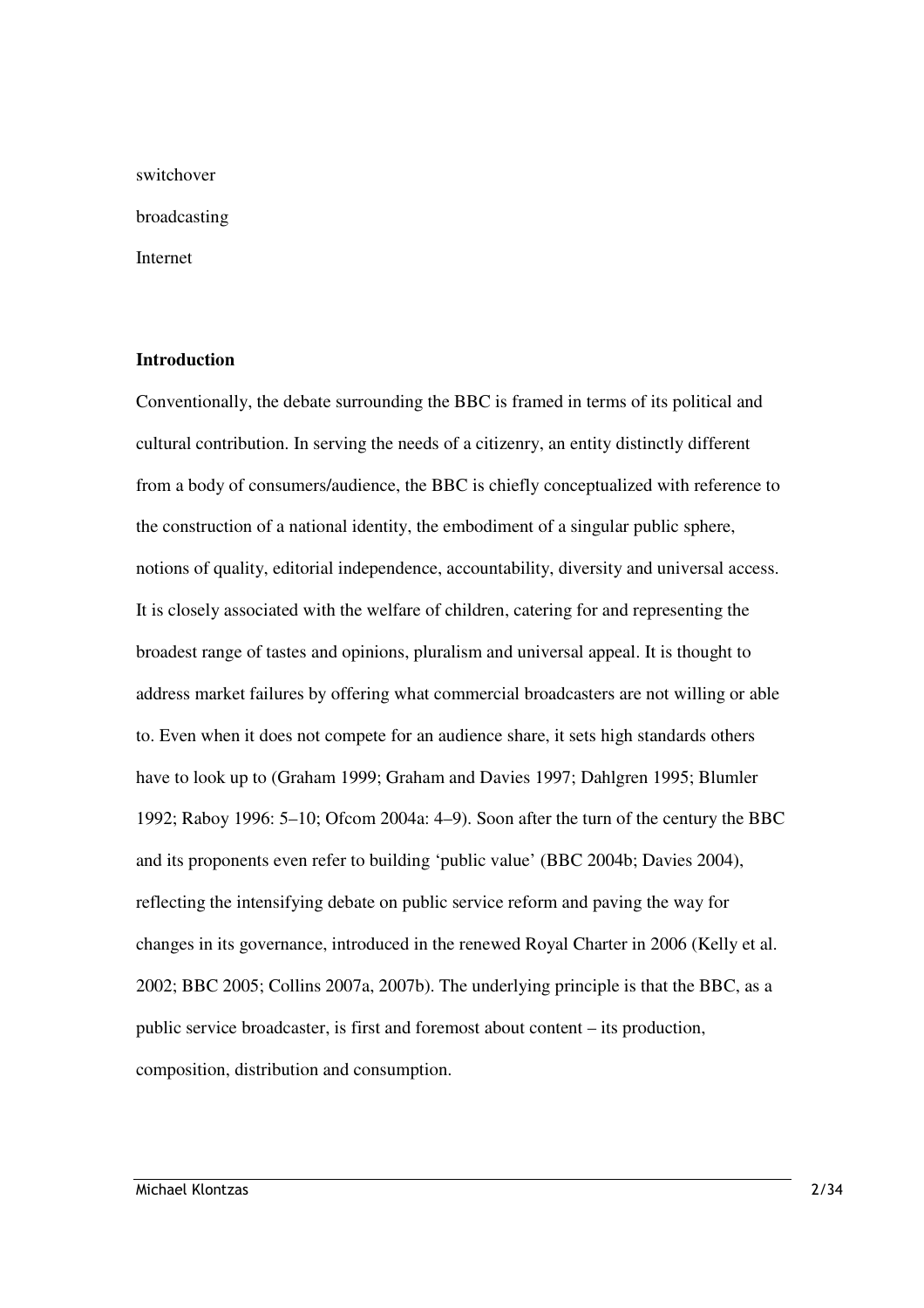switchover

broadcasting

Internet

**Introduction**

Conventionally, the debate surrounding the BBC is framed in terms of its political and cultural contribution. In serving the needs of a citizenry, an entity distinctly different from a body of consumers/audience, the BBC is chiefly conceptualized with reference to the construction of a national identity, the embodiment of a singular public sphere, notions of quality, editorial independence, accountability, diversity and universal access. It is closely associated with the welfare of children, catering for and representing the broadest range of tastes and opinions, pluralism and universal appeal. It is thought to address market failures by offering what commercial broadcasters are not willing or able to. Even when it does not compete for an audience share, it sets high standards others have to look up to (Graham 1999; Graham and Davies 1997; Dahlgren 1995; Blumler 1992; Raboy 1996: 5–10; Ofcom 2004a: 4–9). Soon after the turn of the century the BBC and its proponents even refer to building 'public value' (BBC 2004b; Davies 2004), reflecting the intensifying debate on public service reform and paving the way for changes in its governance, introduced in the renewed Royal Charter in 2006 (Kelly et al. 2002; BBC 2005; Collins 2007a, 2007b). The underlying principle is that the BBC, as a public service broadcaster, is first and foremost about content – its production, composition, distribution and consumption.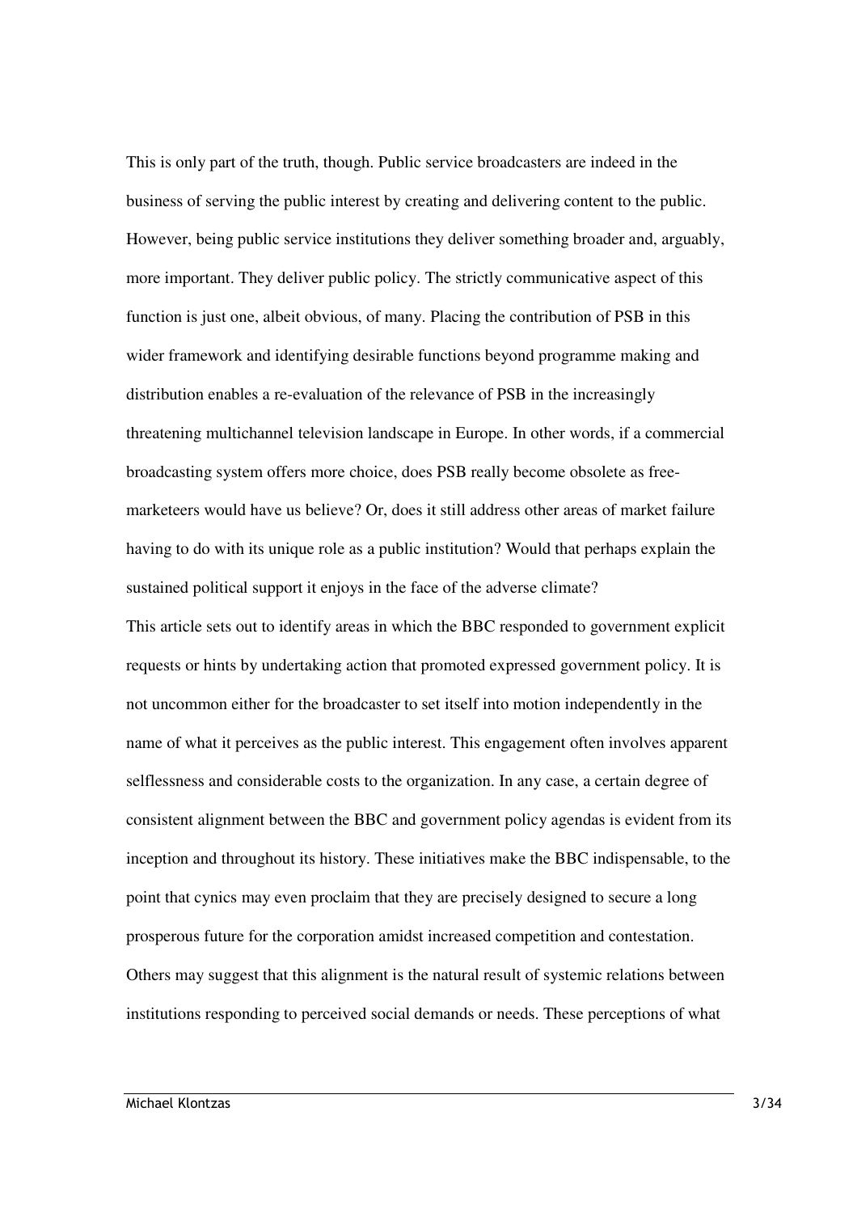This is only part of the truth, though. Public service broadcasters are indeed in the business of serving the public interest by creating and delivering content to the public. However, being public service institutions they deliver something broader and, arguably, more important. They deliver public policy. The strictly communicative aspect of this function is just one, albeit obvious, of many. Placing the contribution of PSB in this wider framework and identifying desirable functions beyond programme making and distribution enables a re-evaluation of the relevance of PSB in the increasingly threatening multichannel television landscape in Europe. In other words, if a commercial broadcasting system offers more choice, does PSB really become obsolete as free-marketeers would have us believe? Or, does it still address other areas of market failure having to do with its unique role as a public institution? Would that perhaps explain the sustained political support it enjoys in the face of the adverse climate?

This article sets out to identify areas in which the BBC responded to government explicit requests or hints by undertaking action that promoted expressed government policy. It is not uncommon either for the broadcaster to set itself into motion independently in the name of what it perceives as the public interest. This engagement often involves apparent selflessness and considerable costs to the organization. In any case, a certain degree of consistent alignment between the BBC and government policy agendas is evident from its inception and throughout its history. These initiatives make the BBC indispensable, to the point that cynics may even proclaim that they are precisely designed to secure a long prosperous future for the corporation amidst increased competition and contestation. Others may suggest that this alignment is the natural result of systemic relations between institutions responding to perceived social demands or needs. These perceptions of what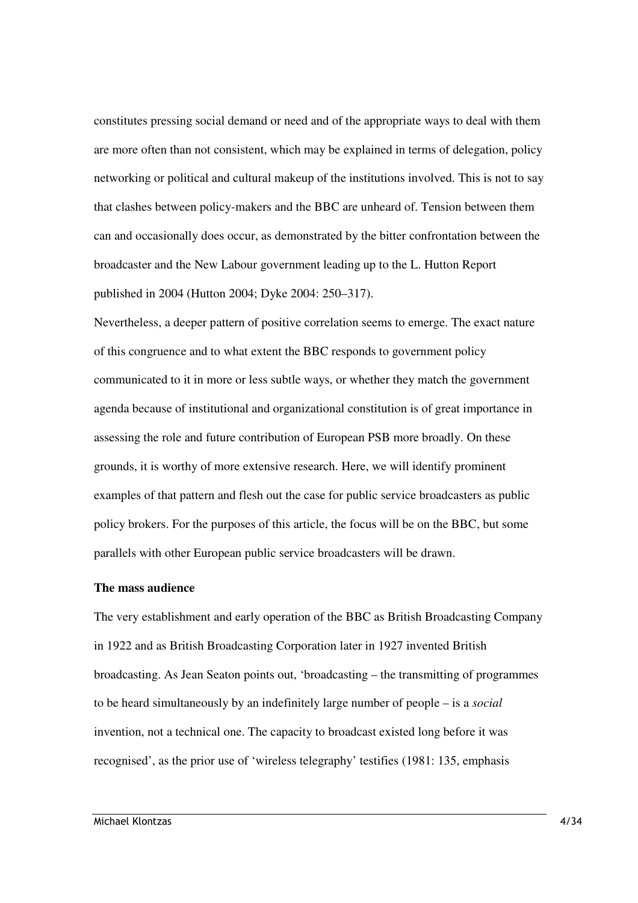constitutes pressing social demand or need and of the appropriate ways to deal with them are more often than not consistent, which may be explained in terms of delegation, policy networking or political and cultural makeup of the institutions involved. This is not to say that clashes between policy-makers and the BBC are unheard of. Tension between them can and occasionally does occur, as demonstrated by the bitter confrontation between the broadcaster and the New Labour government leading up to the L. Hutton Report published in 2004 (Hutton 2004; Dyke 2004: 250–317).

Nevertheless, a deeper pattern of positive correlation seems to emerge. The exact nature of this congruence and to what extent the BBC responds to government policy communicated to it in more or less subtle ways, or whether they match the government agenda because of institutional and organizational constitution is of great importance in assessing the role and future contribution of European PSB more broadly. On these grounds, it is worthy of more extensive research. Here, we will identify prominent examples of that pattern and flesh out the case for public service broadcasters as public policy brokers. For the purposes of this article, the focus will be on the BBC, but some parallels with other European public service broadcasters will be drawn.

**The mass audience**

The very establishment and early operation of the BBC as British Broadcasting Company in 1922 and as British Broadcasting Corporation later in 1927 invented British broadcasting. As Jean Seaton points out, 'broadcasting – the transmitting of programmes to be heard simultaneously by an indefinitely large number of people – is a *social* invention, not a technical one. The capacity to broadcast existed long before it was recognised', as the prior use of 'wireless telegraphy' testifies (1981: 135, emphasis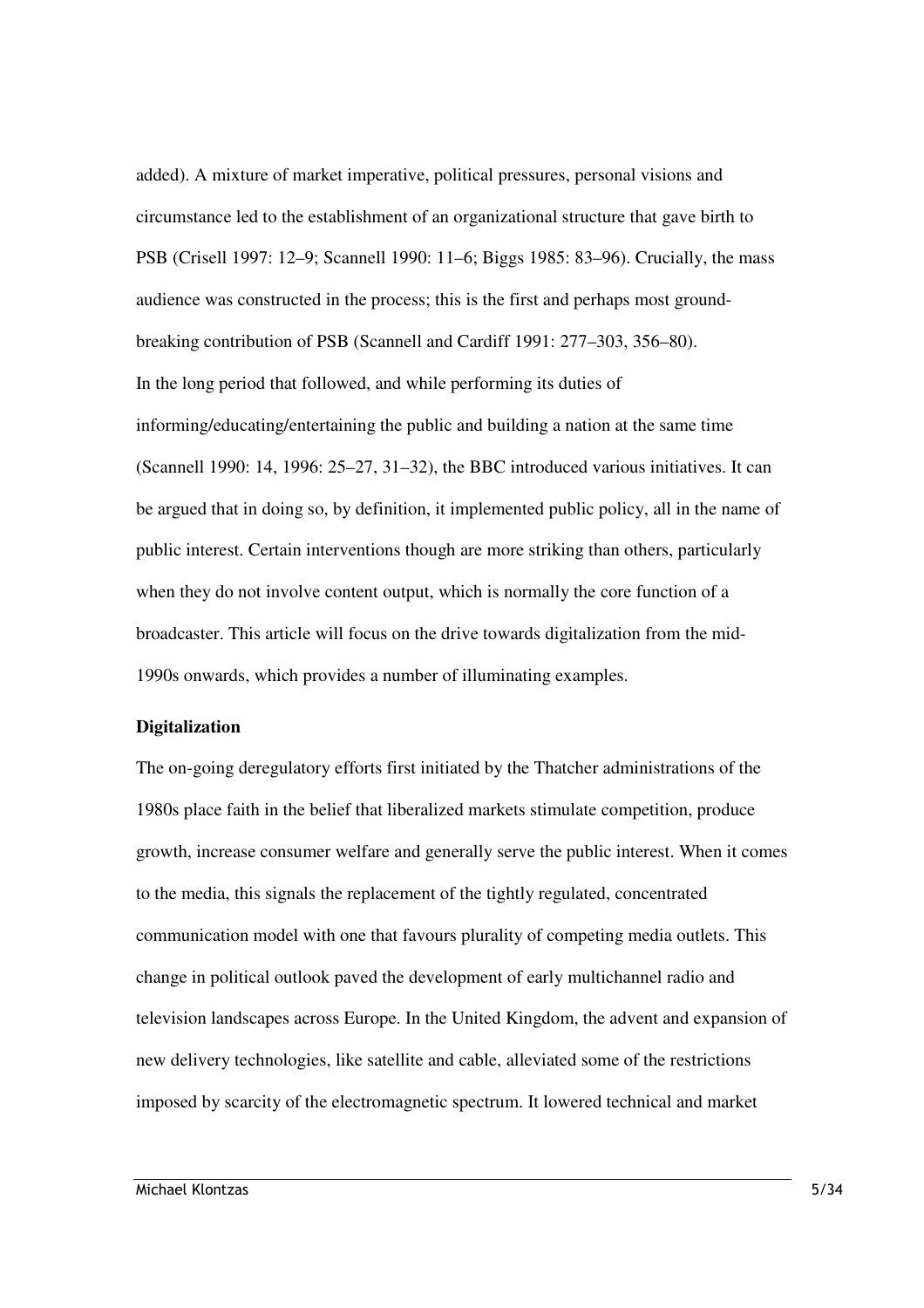added). A mixture of market imperative, political pressures, personal visions and circumstance led to the establishment of an organizational structure that gave birth to PSB (Crisell 1997: 12–9; Scannell 1990: 11–6; Biggs 1985: 83–96). Crucially, the mass audience was constructed in the process; this is the first and perhaps most ground-breaking contribution of PSB (Scannell and Cardiff 1991: 277–303, 356–80).

In the long period that followed, and while performing its duties of informing/educating/entertaining the public and building a nation at the same time (Scannell 1990: 14, 1996: 25–27, 31–32), the BBC introduced various initiatives. It can be argued that in doing so, by definition, it implemented public policy, all in the name of public interest. Certain interventions though are more striking than others, particularly when they do not involve content output, which is normally the core function of a broadcaster. This article will focus on the drive towards digitalization from the mid-1990s onwards, which provides a number of illuminating examples.

**Digitalization**

The on-going deregulatory efforts first initiated by the Thatcher administrations of the 1980s place faith in the belief that liberalized markets stimulate competition, produce growth, increase consumer welfare and generally serve the public interest. When it comes to the media, this signals the replacement of the tightly regulated, concentrated communication model with one that favours plurality of competing media outlets. This change in political outlook paved the development of early multichannel radio and television landscapes across Europe. In the United Kingdom, the advent and expansion of new delivery technologies, like satellite and cable, alleviated some of the restrictions imposed by scarcity of the electromagnetic spectrum. It lowered technical and market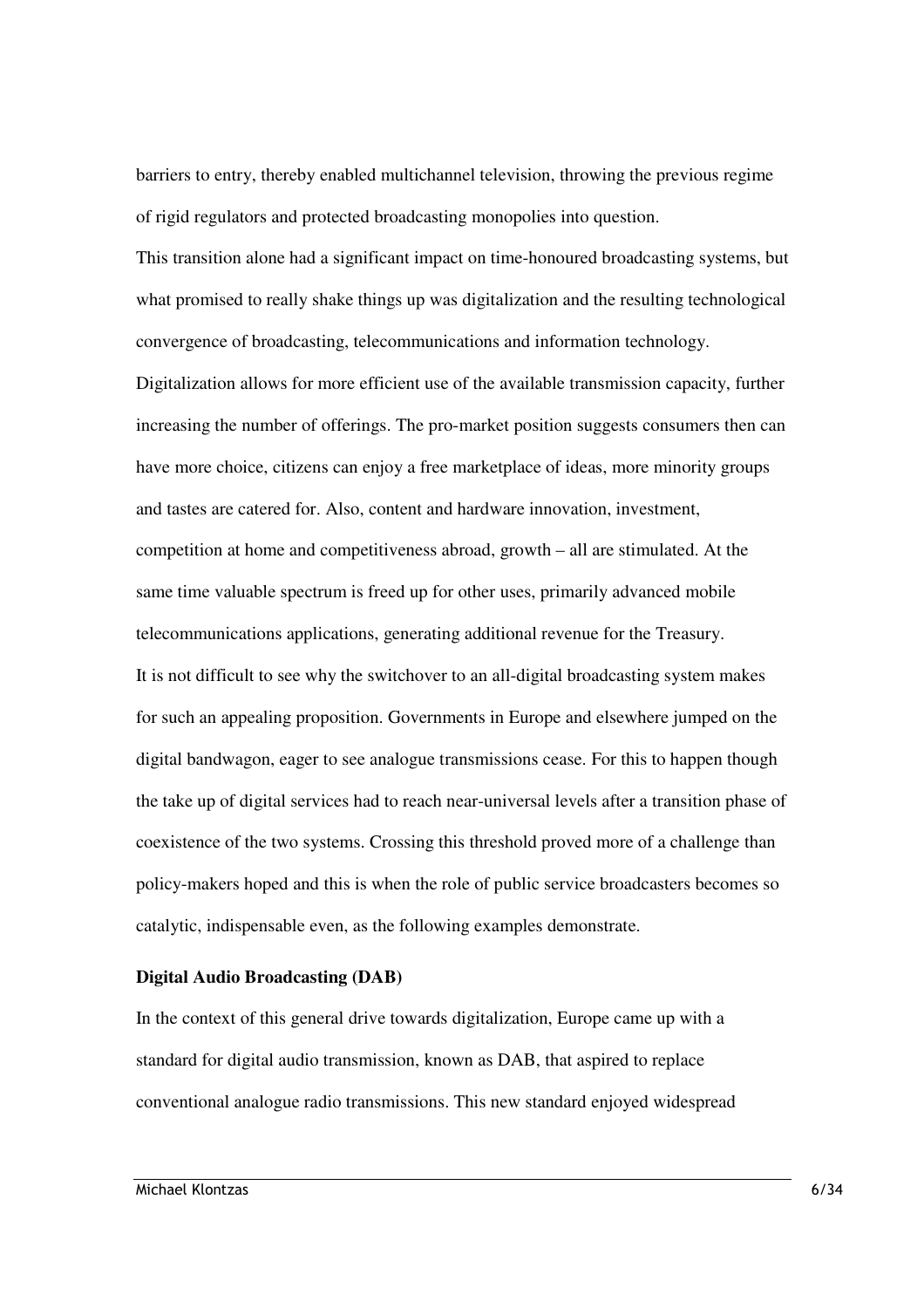barriers to entry, thereby enabled multichannel television, throwing the previous regime of rigid regulators and protected broadcasting monopolies into question.

This transition alone had a significant impact on time-honoured broadcasting systems, but what promised to really shake things up was digitalization and the resulting technological convergence of broadcasting, telecommunications and information technology.

Digitalization allows for more efficient use of the available transmission capacity, further increasing the number of offerings. The pro-market position suggests consumers then can have more choice, citizens can enjoy a free marketplace of ideas, more minority groups and tastes are catered for. Also, content and hardware innovation, investment, competition at home and competitiveness abroad, growth – all are stimulated. At the same time valuable spectrum is freed up for other uses, primarily advanced mobile telecommunications applications, generating additional revenue for the Treasury.

It is not difficult to see why the switchover to an all-digital broadcasting system makes for such an appealing proposition. Governments in Europe and elsewhere jumped on the digital bandwagon, eager to see analogue transmissions cease. For this to happen though the take up of digital services had to reach near-universal levels after a transition phase of coexistence of the two systems. Crossing this threshold proved more of a challenge than policy-makers hoped and this is when the role of public service broadcasters becomes so catalytic, indispensable even, as the following examples demonstrate.

**Digital Audio Broadcasting (DAB)**

In the context of this general drive towards digitalization, Europe came up with a standard for digital audio transmission, known as DAB, that aspired to replace conventional analogue radio transmissions. This new standard enjoyed widespread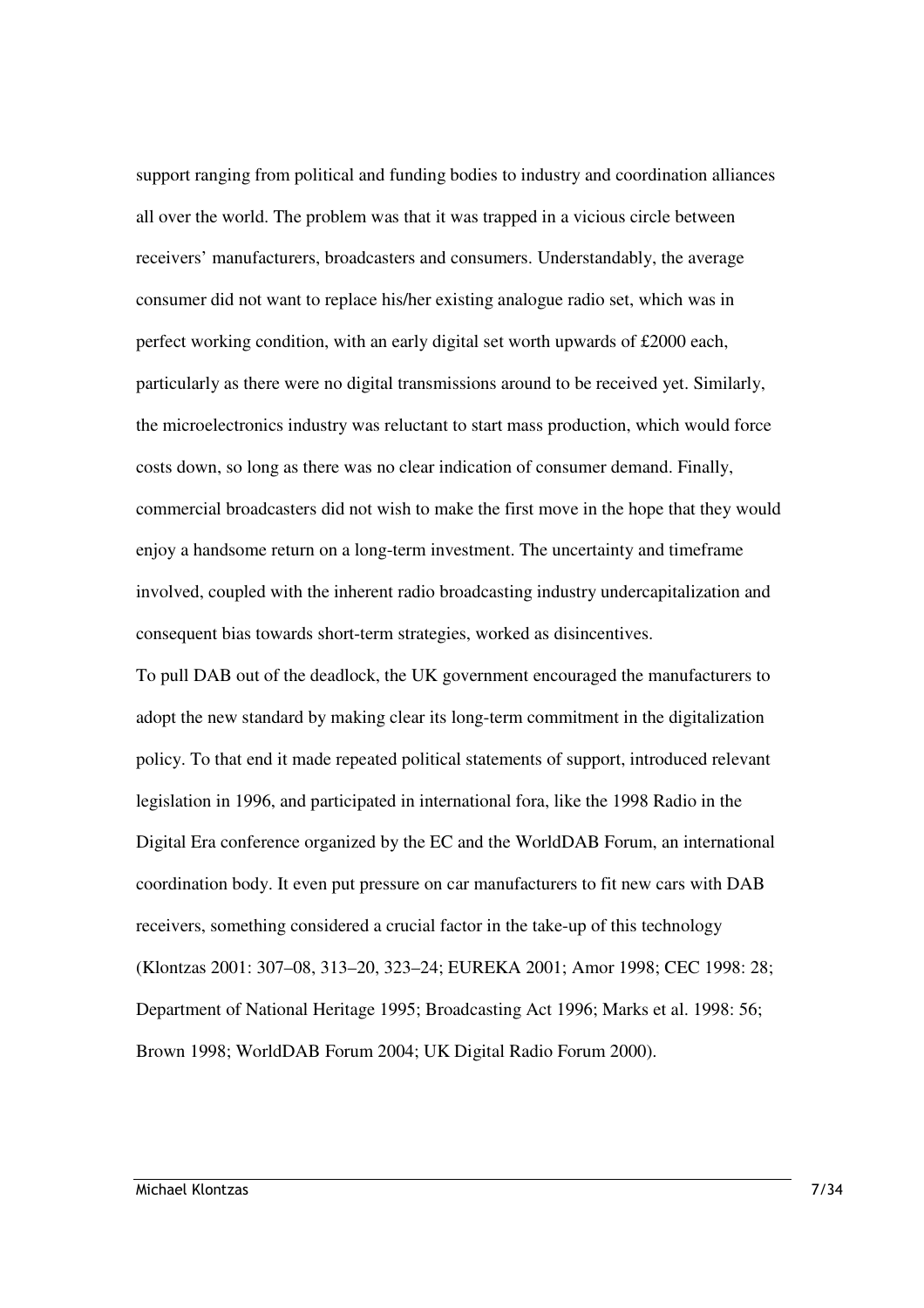support ranging from political and funding bodies to industry and coordination alliances all over the world. The problem was that it was trapped in a vicious circle between receivers' manufacturers, broadcasters and consumers. Understandably, the average consumer did not want to replace his/her existing analogue radio set, which was in perfect working condition, with an early digital set worth upwards of £2000 each, particularly as there were no digital transmissions around to be received yet. Similarly, the microelectronics industry was reluctant to start mass production, which would force costs down, so long as there was no clear indication of consumer demand. Finally, commercial broadcasters did not wish to make the first move in the hope that they would enjoy a handsome return on a long-term investment. The uncertainty and timeframe involved, coupled with the inherent radio broadcasting industry undercapitalization and consequent bias towards short-term strategies, worked as disincentives.

To pull DAB out of the deadlock, the UK government encouraged the manufacturers to adopt the new standard by making clear its long-term commitment in the digitalization policy. To that end it made repeated political statements of support, introduced relevant legislation in 1996, and participated in international fora, like the 1998 Radio in the Digital Era conference organized by the EC and the WorldDAB Forum, an international coordination body. It even put pressure on car manufacturers to fit new cars with DAB receivers, something considered a crucial factor in the take-up of this technology (Klontzas 2001: 307–08, 313–20, 323–24; EUREKA 2001; Amor 1998; CEC 1998: 28; Department of National Heritage 1995; Broadcasting Act 1996; Marks et al. 1998: 56; Brown 1998; WorldDAB Forum 2004; UK Digital Radio Forum 2000).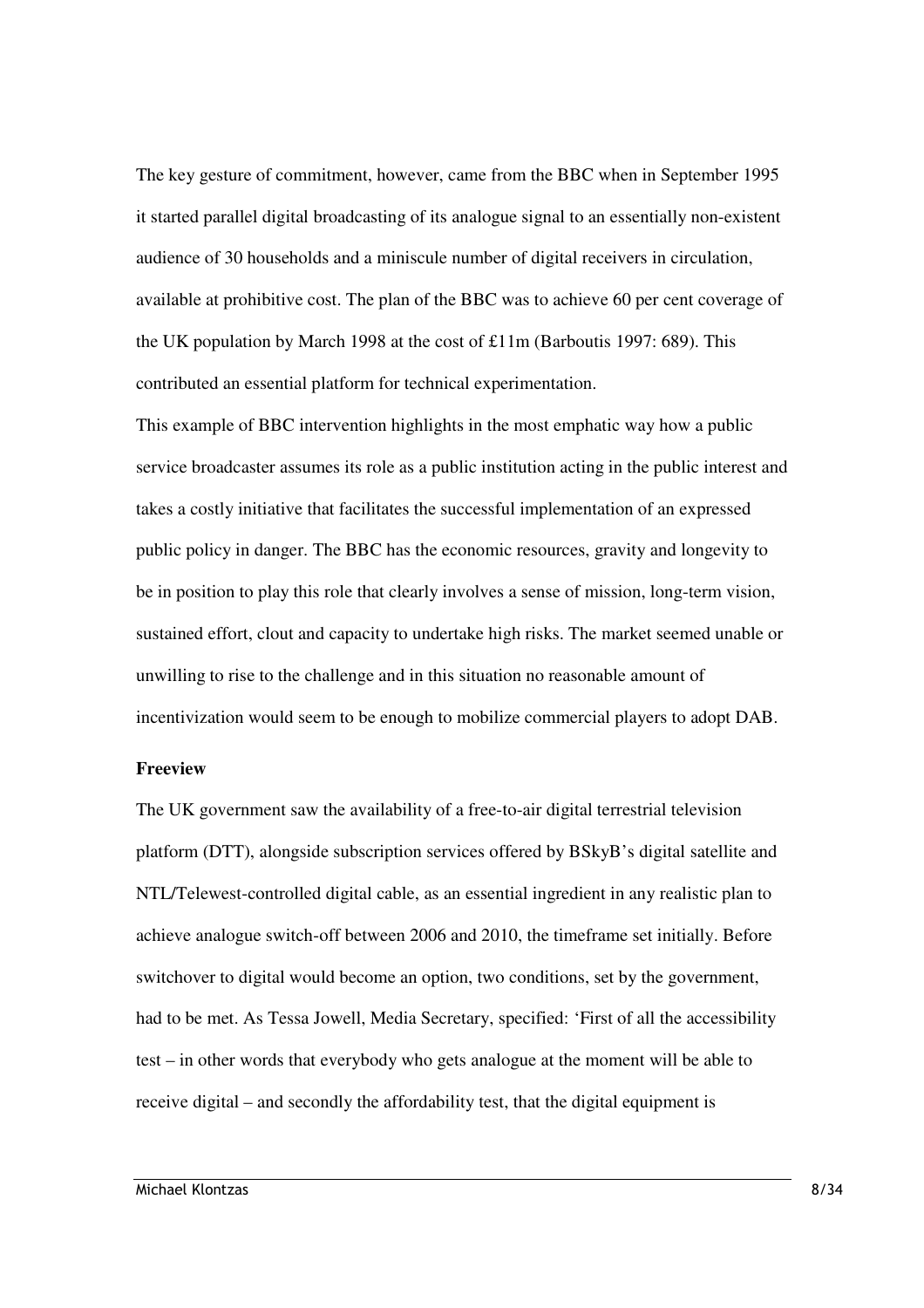The key gesture of commitment, however, came from the BBC when in September 1995 it started parallel digital broadcasting of its analogue signal to an essentially non-existent audience of 30 households and a miniscule number of digital receivers in circulation, available at prohibitive cost. The plan of the BBC was to achieve 60 per cent coverage of the UK population by March 1998 at the cost of £11m (Barboutis 1997: 689). This contributed an essential platform for technical experimentation.

This example of BBC intervention highlights in the most emphatic way how a public service broadcaster assumes its role as a public institution acting in the public interest and takes a costly initiative that facilitates the successful implementation of an expressed public policy in danger. The BBC has the economic resources, gravity and longevity to be in position to play this role that clearly involves a sense of mission, long-term vision, sustained effort, clout and capacity to undertake high risks. The market seemed unable or unwilling to rise to the challenge and in this situation no reasonable amount of incentivization would seem to be enough to mobilize commercial players to adopt DAB.

### Freeview

The UK government saw the availability of a free-to-air digital terrestrial television platform (DTT), alongside subscription services offered by BSkyB's digital satellite and NTL/Telewest-controlled digital cable, as an essential ingredient in any realistic plan to achieve analogue switch-off between 2006 and 2010, the timeframe set initially. Before switchover to digital would become an option, two conditions, set by the government, had to be met. As Tessa Jowell, Media Secretary, specified: 'First of all the accessibility test – in other words that everybody who gets analogue at the moment will be able to receive digital – and secondly the affordability test, that the digital equipment is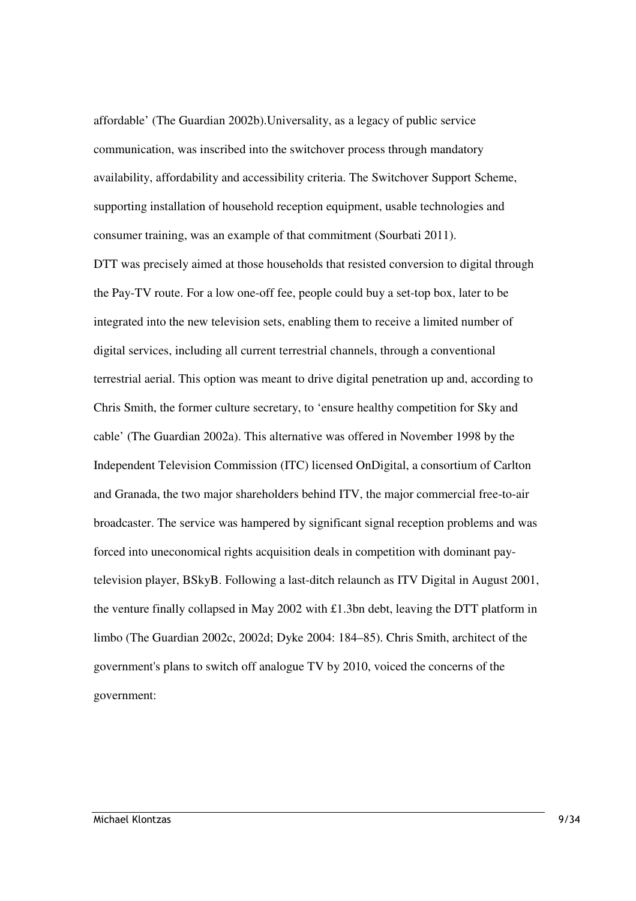affordable' (The Guardian 2002b).Universality, as a legacy of public service communication, was inscribed into the switchover process through mandatory availability, affordability and accessibility criteria. The Switchover Support Scheme, supporting installation of household reception equipment, usable technologies and consumer training, was an example of that commitment (Sourbati 2011).

DTT was precisely aimed at those households that resisted conversion to digital through the Pay-TV route. For a low one-off fee, people could buy a set-top box, later to be integrated into the new television sets, enabling them to receive a limited number of digital services, including all current terrestrial channels, through a conventional terrestrial aerial. This option was meant to drive digital penetration up and, according to Chris Smith, the former culture secretary, to 'ensure healthy competition for Sky and cable' (The Guardian 2002a). This alternative was offered in November 1998 by the Independent Television Commission (ITC) licensed OnDigital, a consortium of Carlton and Granada, the two major shareholders behind ITV, the major commercial free-to-air broadcaster. The service was hampered by significant signal reception problems and was forced into uneconomical rights acquisition deals in competition with dominant pay-television player, BSkyB. Following a last-ditch relaunch as ITV Digital in August 2001, the venture finally collapsed in May 2002 with £1.3bn debt, leaving the DTT platform in limbo (The Guardian 2002c, 2002d; Dyke 2004: 184–85). Chris Smith, architect of the government's plans to switch off analogue TV by 2010, voiced the concerns of the government: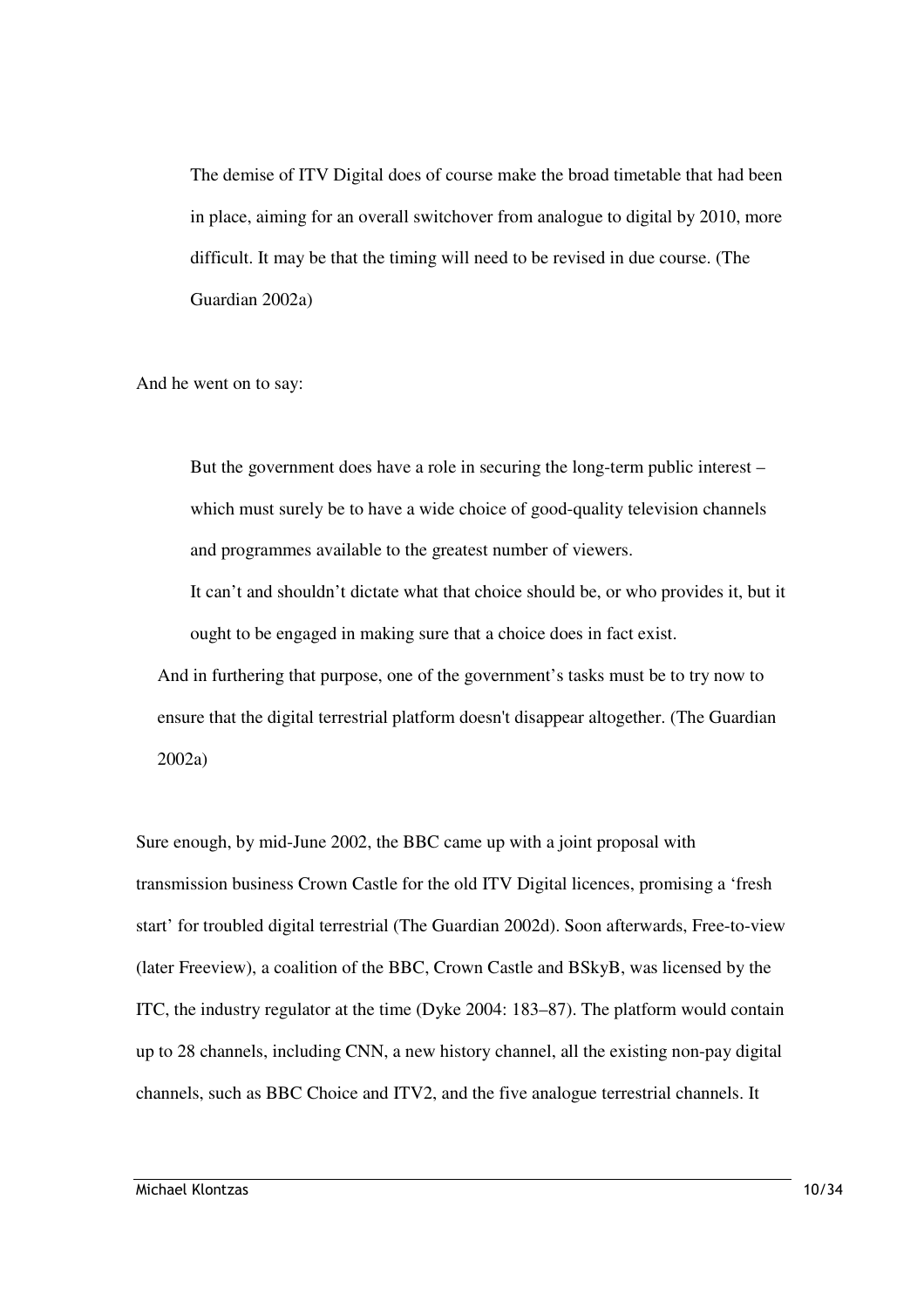> The demise of ITV Digital does of course make the broad timetable that had been in place, aiming for an overall switchover from analogue to digital by 2010, more difficult. It may be that the timing will need to be revised in due course. (The Guardian 2002a)

And he went on to say:

> But the government does have a role in securing the long-term public interest – which must surely be to have a wide choice of good-quality television channels and programmes available to the greatest number of viewers.
>
> It can't and shouldn't dictate what that choice should be, or who provides it, but it ought to be engaged in making sure that a choice does in fact exist.
>
> And in furthering that purpose, one of the government's tasks must be to try now to ensure that the digital terrestrial platform doesn't disappear altogether. (The Guardian 2002a)

Sure enough, by mid-June 2002, the BBC came up with a joint proposal with transmission business Crown Castle for the old ITV Digital licences, promising a 'fresh start' for troubled digital terrestrial (The Guardian 2002d). Soon afterwards, Free-to-view (later Freeview), a coalition of the BBC, Crown Castle and BSkyB, was licensed by the ITC, the industry regulator at the time (Dyke 2004: 183–87). The platform would contain up to 28 channels, including CNN, a new history channel, all the existing non-pay digital channels, such as BBC Choice and ITV2, and the five analogue terrestrial channels. It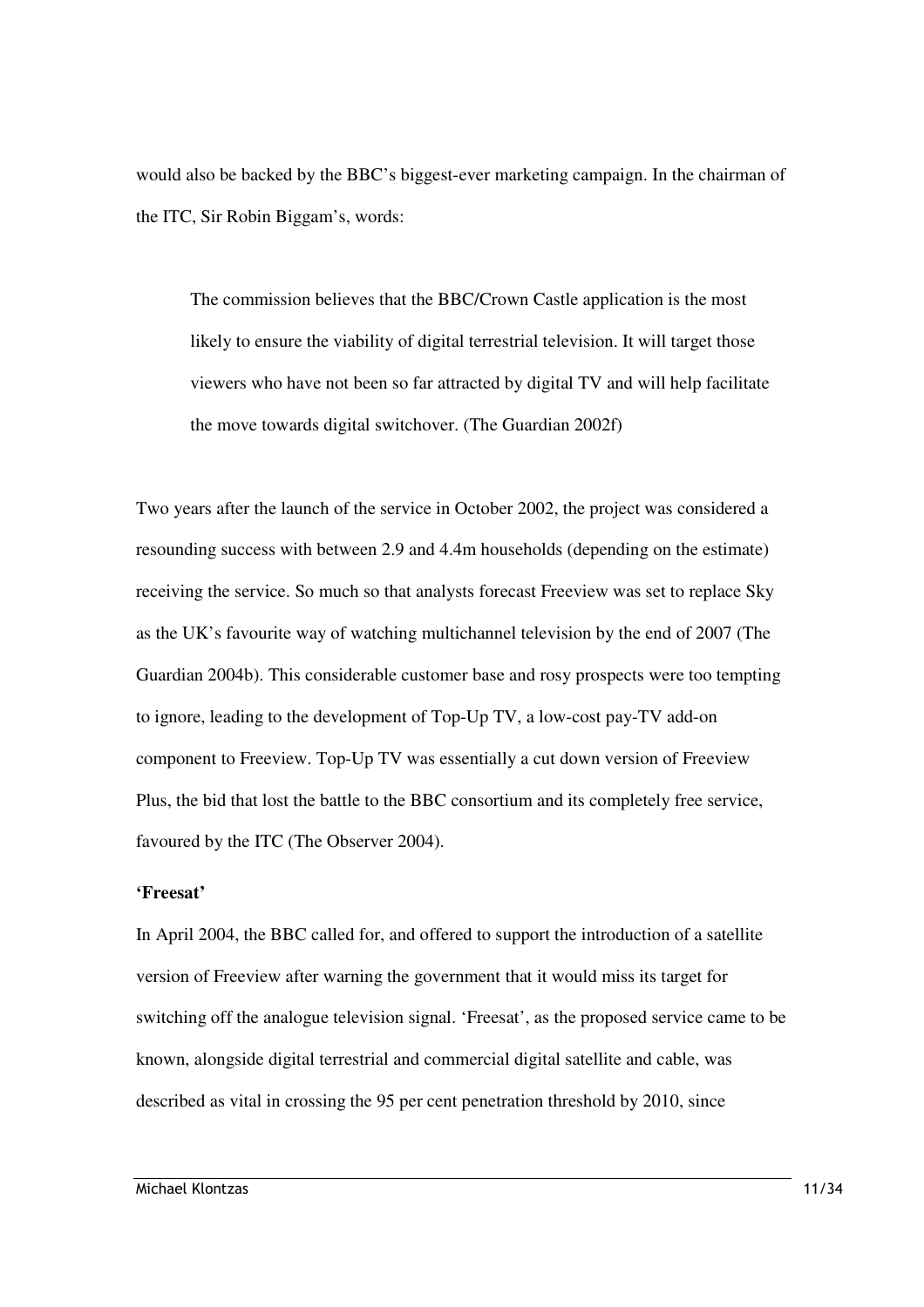would also be backed by the BBC's biggest-ever marketing campaign. In the chairman of the ITC, Sir Robin Biggam's, words:

> The commission believes that the BBC/Crown Castle application is the most likely to ensure the viability of digital terrestrial television. It will target those viewers who have not been so far attracted by digital TV and will help facilitate the move towards digital switchover. (The Guardian 2002f)

Two years after the launch of the service in October 2002, the project was considered a resounding success with between 2.9 and 4.4m households (depending on the estimate) receiving the service. So much so that analysts forecast Freeview was set to replace Sky as the UK's favourite way of watching multichannel television by the end of 2007 (The Guardian 2004b). This considerable customer base and rosy prospects were too tempting to ignore, leading to the development of Top-Up TV, a low-cost pay-TV add-on component to Freeview. Top-Up TV was essentially a cut down version of Freeview Plus, the bid that lost the battle to the BBC consortium and its completely free service, favoured by the ITC (The Observer 2004).

**'Freesat'**

In April 2004, the BBC called for, and offered to support the introduction of a satellite version of Freeview after warning the government that it would miss its target for switching off the analogue television signal. 'Freesat', as the proposed service came to be known, alongside digital terrestrial and commercial digital satellite and cable, was described as vital in crossing the 95 per cent penetration threshold by 2010, since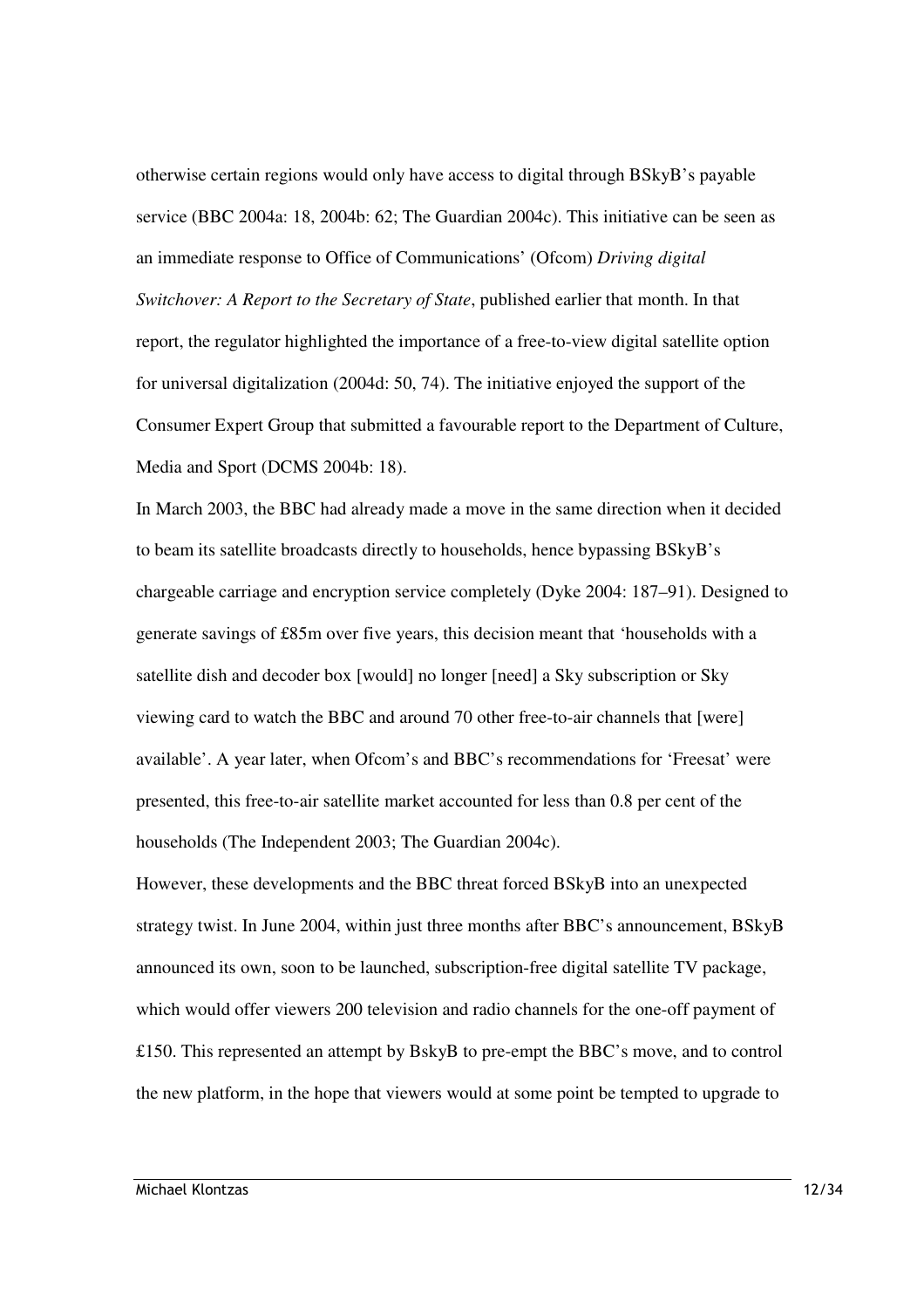otherwise certain regions would only have access to digital through BSkyB's payable service (BBC 2004a: 18, 2004b: 62; The Guardian 2004c). This initiative can be seen as an immediate response to Office of Communications' (Ofcom) *Driving digital Switchover: A Report to the Secretary of State*, published earlier that month. In that report, the regulator highlighted the importance of a free-to-view digital satellite option for universal digitalization (2004d: 50, 74). The initiative enjoyed the support of the Consumer Expert Group that submitted a favourable report to the Department of Culture, Media and Sport (DCMS 2004b: 18).

In March 2003, the BBC had already made a move in the same direction when it decided to beam its satellite broadcasts directly to households, hence bypassing BSkyB's chargeable carriage and encryption service completely (Dyke 2004: 187–91). Designed to generate savings of £85m over five years, this decision meant that 'households with a satellite dish and decoder box [would] no longer [need] a Sky subscription or Sky viewing card to watch the BBC and around 70 other free-to-air channels that [were] available'. A year later, when Ofcom's and BBC's recommendations for 'Freesat' were presented, this free-to-air satellite market accounted for less than 0.8 per cent of the households (The Independent 2003; The Guardian 2004c).

However, these developments and the BBC threat forced BSkyB into an unexpected strategy twist. In June 2004, within just three months after BBC's announcement, BSkyB announced its own, soon to be launched, subscription-free digital satellite TV package, which would offer viewers 200 television and radio channels for the one-off payment of £150. This represented an attempt by BskyB to pre-empt the BBC's move, and to control the new platform, in the hope that viewers would at some point be tempted to upgrade to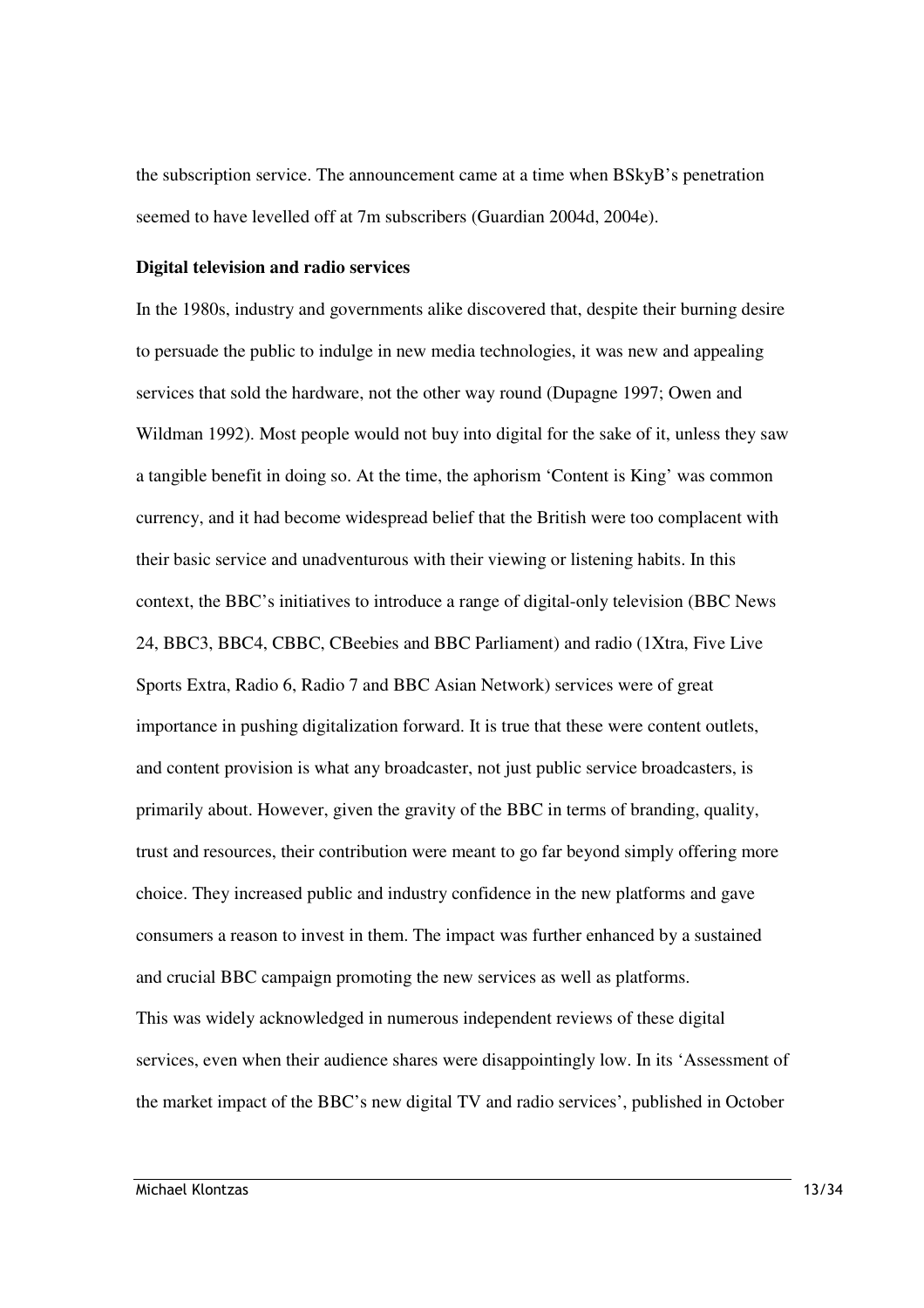the subscription service. The announcement came at a time when BSkyB's penetration seemed to have levelled off at 7m subscribers (Guardian 2004d, 2004e).

**Digital television and radio services**

In the 1980s, industry and governments alike discovered that, despite their burning desire to persuade the public to indulge in new media technologies, it was new and appealing services that sold the hardware, not the other way round (Dupagne 1997; Owen and Wildman 1992). Most people would not buy into digital for the sake of it, unless they saw a tangible benefit in doing so. At the time, the aphorism 'Content is King' was common currency, and it had become widespread belief that the British were too complacent with their basic service and unadventurous with their viewing or listening habits. In this context, the BBC's initiatives to introduce a range of digital-only television (BBC News 24, BBC3, BBC4, CBBC, CBeebies and BBC Parliament) and radio (1Xtra, Five Live Sports Extra, Radio 6, Radio 7 and BBC Asian Network) services were of great importance in pushing digitalization forward. It is true that these were content outlets, and content provision is what any broadcaster, not just public service broadcasters, is primarily about. However, given the gravity of the BBC in terms of branding, quality, trust and resources, their contribution were meant to go far beyond simply offering more choice. They increased public and industry confidence in the new platforms and gave consumers a reason to invest in them. The impact was further enhanced by a sustained and crucial BBC campaign promoting the new services as well as platforms.

This was widely acknowledged in numerous independent reviews of these digital services, even when their audience shares were disappointingly low. In its 'Assessment of the market impact of the BBC's new digital TV and radio services', published in October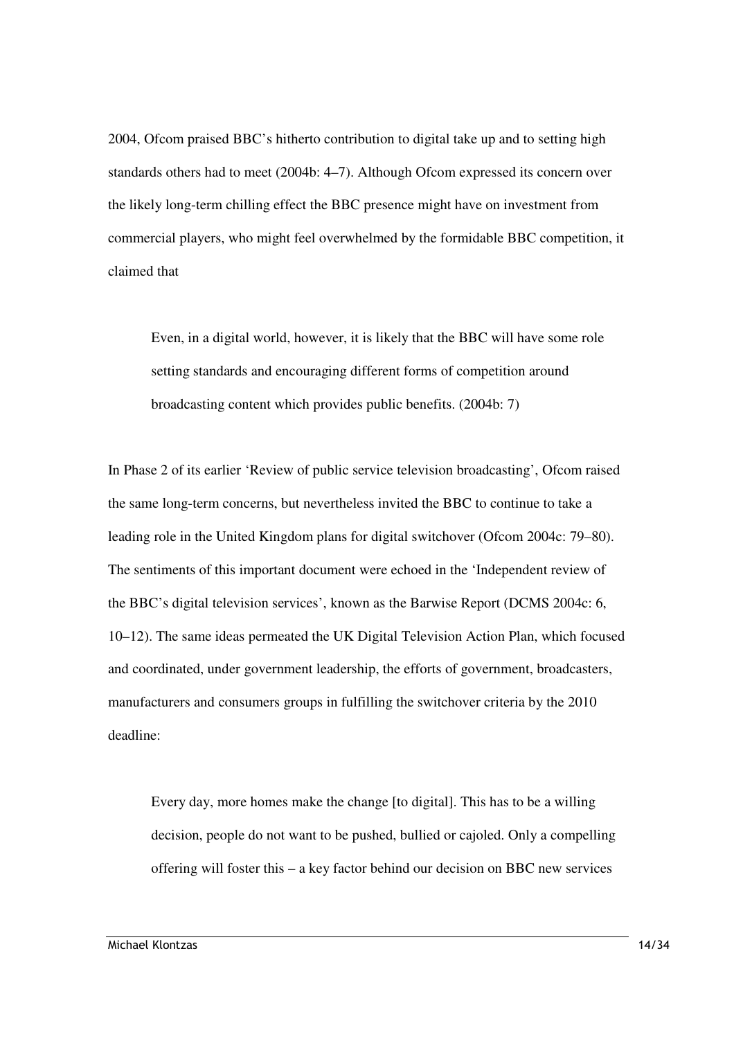2004, Ofcom praised BBC's hitherto contribution to digital take up and to setting high standards others had to meet (2004b: 4–7). Although Ofcom expressed its concern over the likely long-term chilling effect the BBC presence might have on investment from commercial players, who might feel overwhelmed by the formidable BBC competition, it claimed that

> Even, in a digital world, however, it is likely that the BBC will have some role setting standards and encouraging different forms of competition around broadcasting content which provides public benefits. (2004b: 7)

In Phase 2 of its earlier 'Review of public service television broadcasting', Ofcom raised the same long-term concerns, but nevertheless invited the BBC to continue to take a leading role in the United Kingdom plans for digital switchover (Ofcom 2004c: 79–80). The sentiments of this important document were echoed in the 'Independent review of the BBC's digital television services', known as the Barwise Report (DCMS 2004c: 6, 10–12). The same ideas permeated the UK Digital Television Action Plan, which focused and coordinated, under government leadership, the efforts of government, broadcasters, manufacturers and consumers groups in fulfilling the switchover criteria by the 2010 deadline:

> Every day, more homes make the change [to digital]. This has to be a willing decision, people do not want to be pushed, bullied or cajoled. Only a compelling offering will foster this – a key factor behind our decision on BBC new services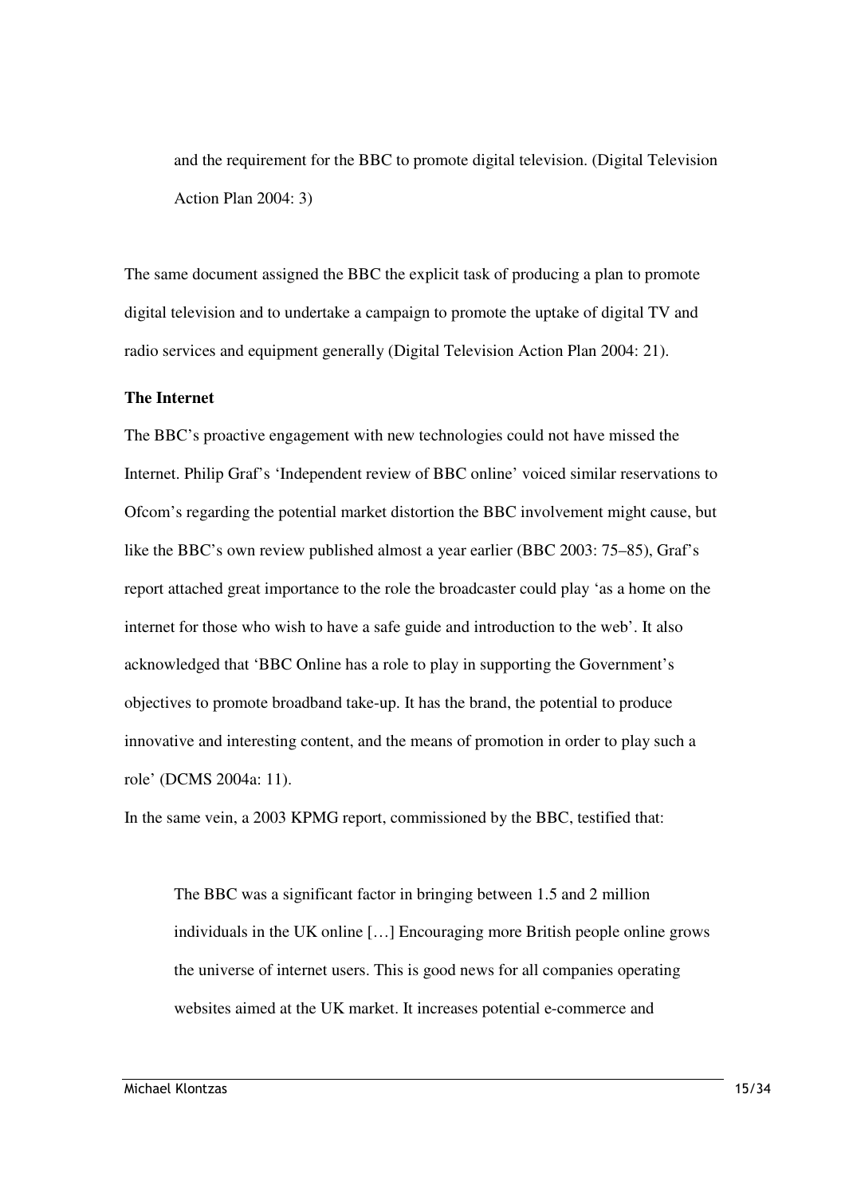> and the requirement for the BBC to promote digital television. (Digital Television Action Plan 2004: 3)

The same document assigned the BBC the explicit task of producing a plan to promote digital television and to undertake a campaign to promote the uptake of digital TV and radio services and equipment generally (Digital Television Action Plan 2004: 21).

**The Internet**

The BBC's proactive engagement with new technologies could not have missed the Internet. Philip Graf's 'Independent review of BBC online' voiced similar reservations to Ofcom's regarding the potential market distortion the BBC involvement might cause, but like the BBC's own review published almost a year earlier (BBC 2003: 75–85), Graf's report attached great importance to the role the broadcaster could play 'as a home on the internet for those who wish to have a safe guide and introduction to the web'. It also acknowledged that 'BBC Online has a role to play in supporting the Government's objectives to promote broadband take-up. It has the brand, the potential to produce innovative and interesting content, and the means of promotion in order to play such a role' (DCMS 2004a: 11).

In the same vein, a 2003 KPMG report, commissioned by the BBC, testified that:

> The BBC was a significant factor in bringing between 1.5 and 2 million individuals in the UK online […] Encouraging more British people online grows the universe of internet users. This is good news for all companies operating websites aimed at the UK market. It increases potential e-commerce and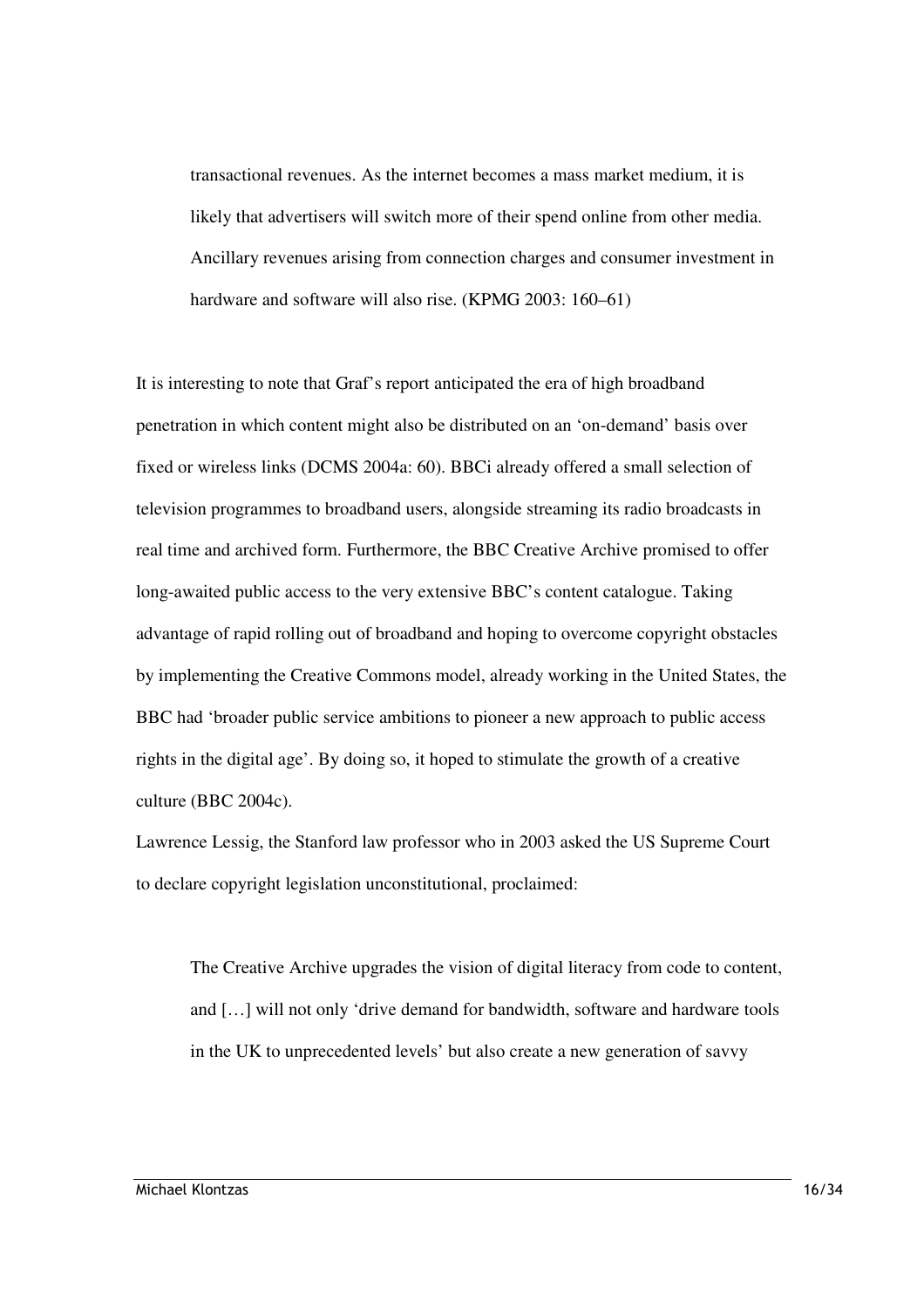> transactional revenues. As the internet becomes a mass market medium, it is likely that advertisers will switch more of their spend online from other media. Ancillary revenues arising from connection charges and consumer investment in hardware and software will also rise. (KPMG 2003: 160–61)

It is interesting to note that Graf's report anticipated the era of high broadband penetration in which content might also be distributed on an 'on-demand' basis over fixed or wireless links (DCMS 2004a: 60). BBCi already offered a small selection of television programmes to broadband users, alongside streaming its radio broadcasts in real time and archived form. Furthermore, the BBC Creative Archive promised to offer long-awaited public access to the very extensive BBC's content catalogue. Taking advantage of rapid rolling out of broadband and hoping to overcome copyright obstacles by implementing the Creative Commons model, already working in the United States, the BBC had 'broader public service ambitions to pioneer a new approach to public access rights in the digital age'. By doing so, it hoped to stimulate the growth of a creative culture (BBC 2004c).

Lawrence Lessig, the Stanford law professor who in 2003 asked the US Supreme Court to declare copyright legislation unconstitutional, proclaimed:

> The Creative Archive upgrades the vision of digital literacy from code to content, and […] will not only 'drive demand for bandwidth, software and hardware tools in the UK to unprecedented levels' but also create a new generation of savvy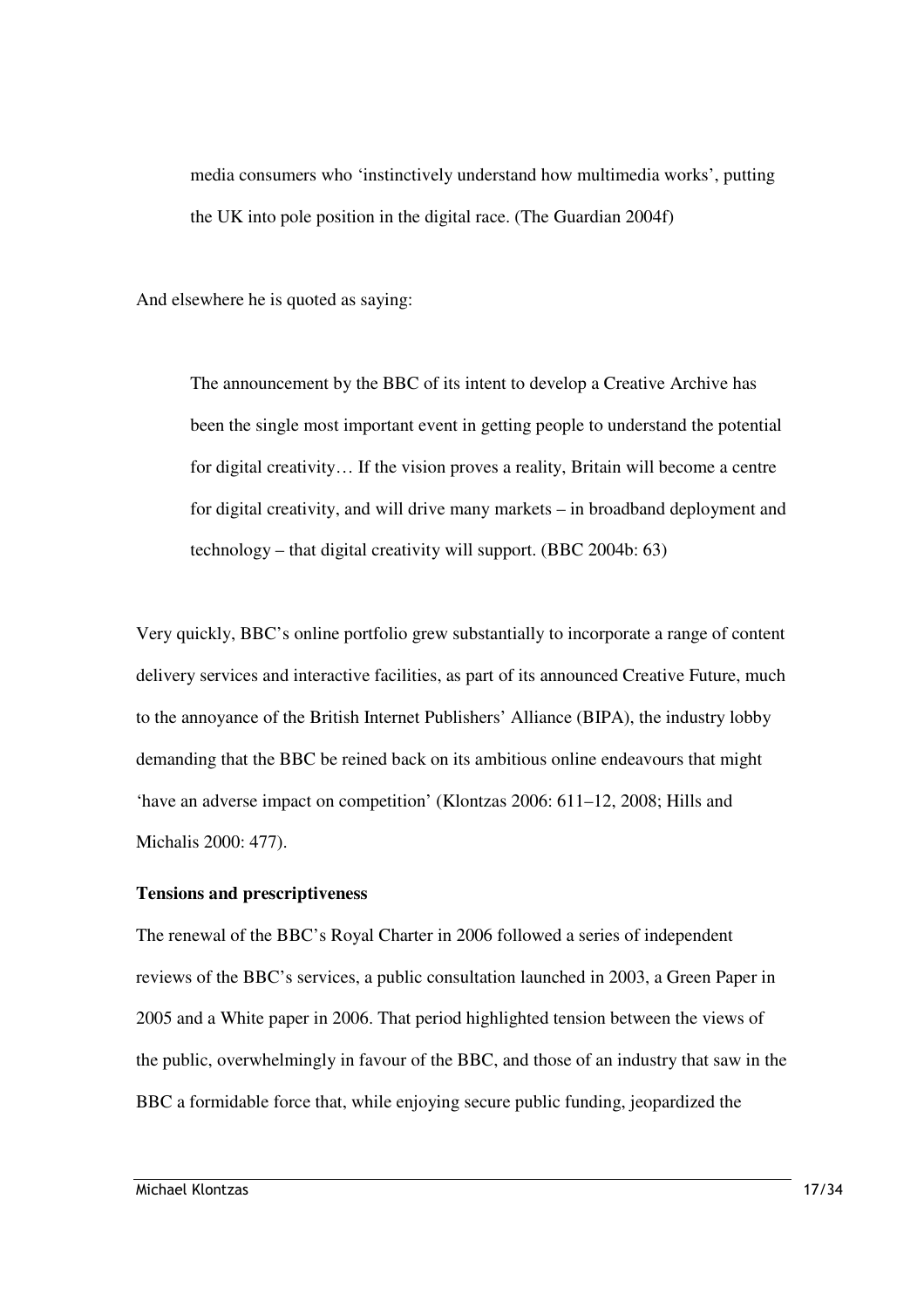> media consumers who 'instinctively understand how multimedia works', putting the UK into pole position in the digital race. (The Guardian 2004f)

And elsewhere he is quoted as saying:

> The announcement by the BBC of its intent to develop a Creative Archive has been the single most important event in getting people to understand the potential for digital creativity… If the vision proves a reality, Britain will become a centre for digital creativity, and will drive many markets – in broadband deployment and technology – that digital creativity will support. (BBC 2004b: 63)

Very quickly, BBC's online portfolio grew substantially to incorporate a range of content delivery services and interactive facilities, as part of its announced Creative Future, much to the annoyance of the British Internet Publishers' Alliance (BIPA), the industry lobby demanding that the BBC be reined back on its ambitious online endeavours that might 'have an adverse impact on competition' (Klontzas 2006: 611–12, 2008; Hills and Michalis 2000: 477).

**Tensions and prescriptiveness**

The renewal of the BBC's Royal Charter in 2006 followed a series of independent reviews of the BBC's services, a public consultation launched in 2003, a Green Paper in 2005 and a White paper in 2006. That period highlighted tension between the views of the public, overwhelmingly in favour of the BBC, and those of an industry that saw in the BBC a formidable force that, while enjoying secure public funding, jeopardized the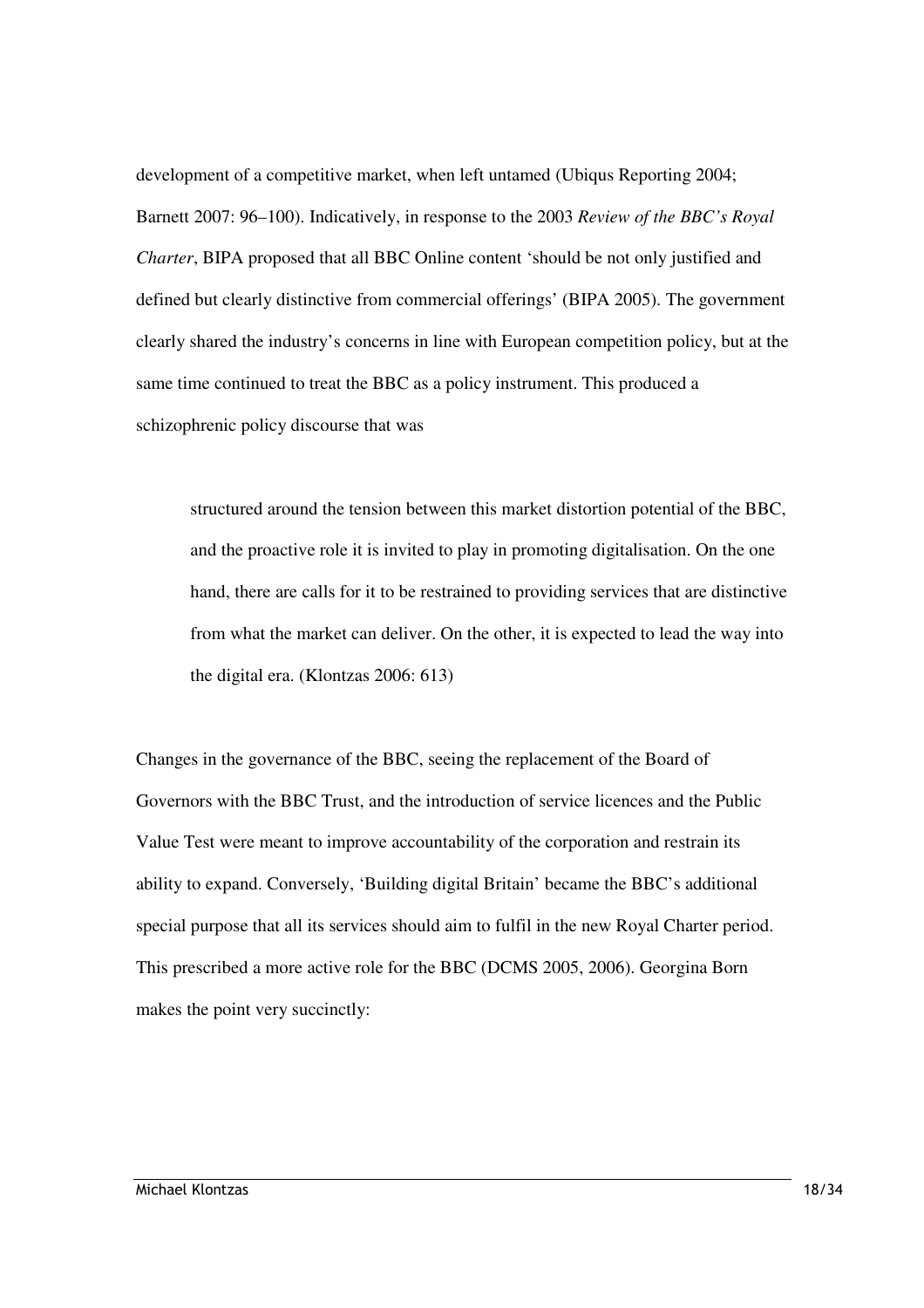development of a competitive market, when left untamed (Ubiqus Reporting 2004; Barnett 2007: 96–100). Indicatively, in response to the 2003 *Review of the BBC's Royal Charter*, BIPA proposed that all BBC Online content 'should be not only justified and defined but clearly distinctive from commercial offerings' (BIPA 2005). The government clearly shared the industry's concerns in line with European competition policy, but at the same time continued to treat the BBC as a policy instrument. This produced a schizophrenic policy discourse that was

> structured around the tension between this market distortion potential of the BBC, and the proactive role it is invited to play in promoting digitalisation. On the one hand, there are calls for it to be restrained to providing services that are distinctive from what the market can deliver. On the other, it is expected to lead the way into the digital era. (Klontzas 2006: 613)

Changes in the governance of the BBC, seeing the replacement of the Board of Governors with the BBC Trust, and the introduction of service licences and the Public Value Test were meant to improve accountability of the corporation and restrain its ability to expand. Conversely, 'Building digital Britain' became the BBC's additional special purpose that all its services should aim to fulfil in the new Royal Charter period. This prescribed a more active role for the BBC (DCMS 2005, 2006). Georgina Born makes the point very succinctly: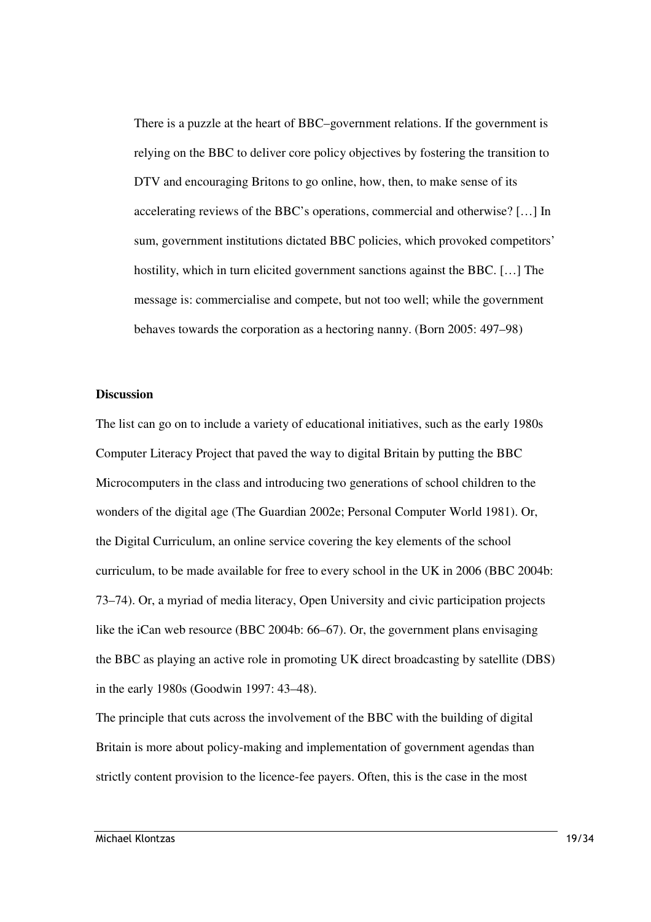> There is a puzzle at the heart of BBC–government relations. If the government is relying on the BBC to deliver core policy objectives by fostering the transition to DTV and encouraging Britons to go online, how, then, to make sense of its accelerating reviews of the BBC's operations, commercial and otherwise? […] In sum, government institutions dictated BBC policies, which provoked competitors' hostility, which in turn elicited government sanctions against the BBC. […] The message is: commercialise and compete, but not too well; while the government behaves towards the corporation as a hectoring nanny. (Born 2005: 497–98)

**Discussion**

The list can go on to include a variety of educational initiatives, such as the early 1980s Computer Literacy Project that paved the way to digital Britain by putting the BBC Microcomputers in the class and introducing two generations of school children to the wonders of the digital age (The Guardian 2002e; Personal Computer World 1981). Or, the Digital Curriculum, an online service covering the key elements of the school curriculum, to be made available for free to every school in the UK in 2006 (BBC 2004b: 73–74). Or, a myriad of media literacy, Open University and civic participation projects like the iCan web resource (BBC 2004b: 66–67). Or, the government plans envisaging the BBC as playing an active role in promoting UK direct broadcasting by satellite (DBS) in the early 1980s (Goodwin 1997: 43–48).

The principle that cuts across the involvement of the BBC with the building of digital Britain is more about policy-making and implementation of government agendas than strictly content provision to the licence-fee payers. Often, this is the case in the most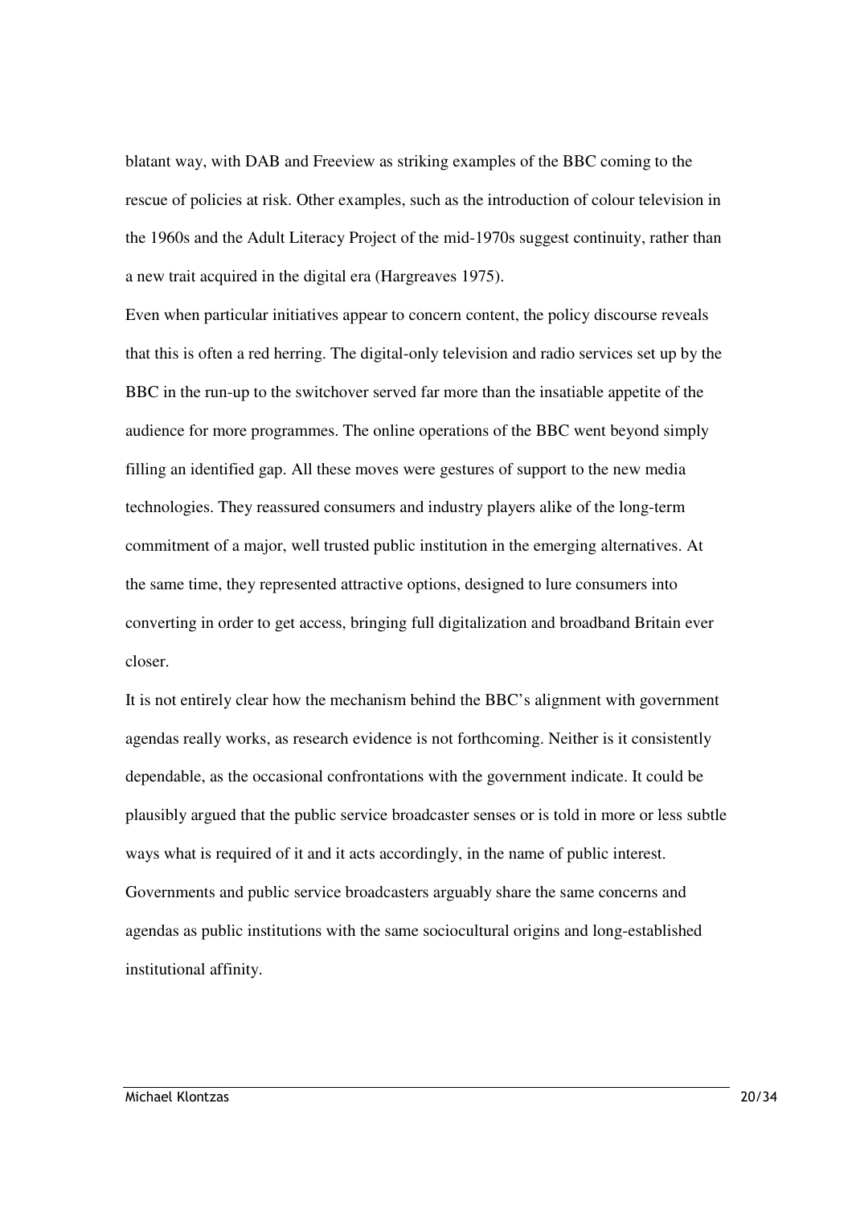blatant way, with DAB and Freeview as striking examples of the BBC coming to the rescue of policies at risk. Other examples, such as the introduction of colour television in the 1960s and the Adult Literacy Project of the mid-1970s suggest continuity, rather than a new trait acquired in the digital era (Hargreaves 1975).

Even when particular initiatives appear to concern content, the policy discourse reveals that this is often a red herring. The digital-only television and radio services set up by the BBC in the run-up to the switchover served far more than the insatiable appetite of the audience for more programmes. The online operations of the BBC went beyond simply filling an identified gap. All these moves were gestures of support to the new media technologies. They reassured consumers and industry players alike of the long-term commitment of a major, well trusted public institution in the emerging alternatives. At the same time, they represented attractive options, designed to lure consumers into converting in order to get access, bringing full digitalization and broadband Britain ever closer.

It is not entirely clear how the mechanism behind the BBC's alignment with government agendas really works, as research evidence is not forthcoming. Neither is it consistently dependable, as the occasional confrontations with the government indicate. It could be plausibly argued that the public service broadcaster senses or is told in more or less subtle ways what is required of it and it acts accordingly, in the name of public interest. Governments and public service broadcasters arguably share the same concerns and agendas as public institutions with the same sociocultural origins and long-established institutional affinity.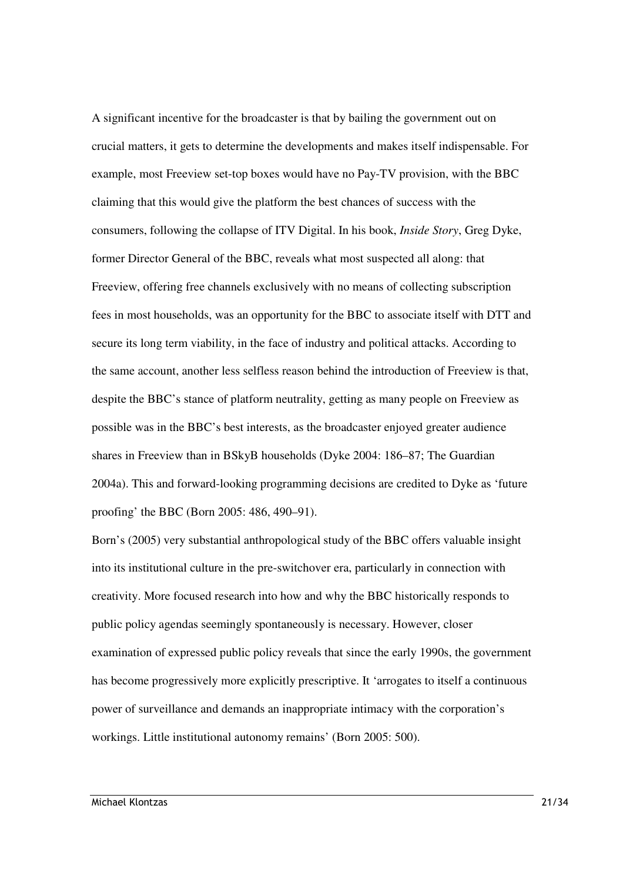A significant incentive for the broadcaster is that by bailing the government out on crucial matters, it gets to determine the developments and makes itself indispensable. For example, most Freeview set-top boxes would have no Pay-TV provision, with the BBC claiming that this would give the platform the best chances of success with the consumers, following the collapse of ITV Digital. In his book, *Inside Story*, Greg Dyke, former Director General of the BBC, reveals what most suspected all along: that Freeview, offering free channels exclusively with no means of collecting subscription fees in most households, was an opportunity for the BBC to associate itself with DTT and secure its long term viability, in the face of industry and political attacks. According to the same account, another less selfless reason behind the introduction of Freeview is that, despite the BBC's stance of platform neutrality, getting as many people on Freeview as possible was in the BBC's best interests, as the broadcaster enjoyed greater audience shares in Freeview than in BSkyB households (Dyke 2004: 186–87; The Guardian 2004a). This and forward-looking programming decisions are credited to Dyke as 'future proofing' the BBC (Born 2005: 486, 490–91).

Born's (2005) very substantial anthropological study of the BBC offers valuable insight into its institutional culture in the pre-switchover era, particularly in connection with creativity. More focused research into how and why the BBC historically responds to public policy agendas seemingly spontaneously is necessary. However, closer examination of expressed public policy reveals that since the early 1990s, the government has become progressively more explicitly prescriptive. It 'arrogates to itself a continuous power of surveillance and demands an inappropriate intimacy with the corporation's workings. Little institutional autonomy remains' (Born 2005: 500).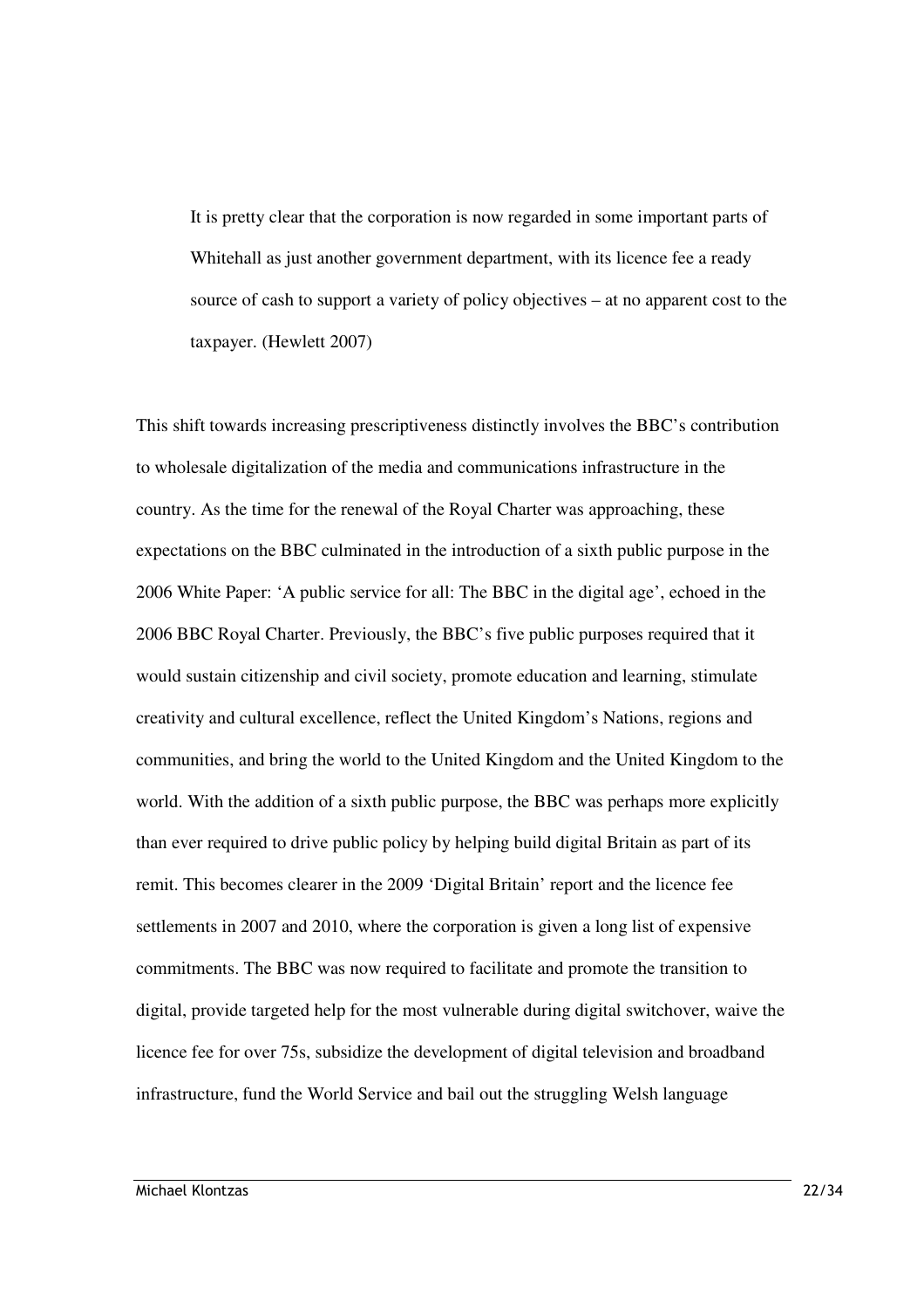> It is pretty clear that the corporation is now regarded in some important parts of Whitehall as just another government department, with its licence fee a ready source of cash to support a variety of policy objectives – at no apparent cost to the taxpayer. (Hewlett 2007)

This shift towards increasing prescriptiveness distinctly involves the BBC's contribution to wholesale digitalization of the media and communications infrastructure in the country. As the time for the renewal of the Royal Charter was approaching, these expectations on the BBC culminated in the introduction of a sixth public purpose in the 2006 White Paper: 'A public service for all: The BBC in the digital age', echoed in the 2006 BBC Royal Charter. Previously, the BBC's five public purposes required that it would sustain citizenship and civil society, promote education and learning, stimulate creativity and cultural excellence, reflect the United Kingdom's Nations, regions and communities, and bring the world to the United Kingdom and the United Kingdom to the world. With the addition of a sixth public purpose, the BBC was perhaps more explicitly than ever required to drive public policy by helping build digital Britain as part of its remit. This becomes clearer in the 2009 'Digital Britain' report and the licence fee settlements in 2007 and 2010, where the corporation is given a long list of expensive commitments. The BBC was now required to facilitate and promote the transition to digital, provide targeted help for the most vulnerable during digital switchover, waive the licence fee for over 75s, subsidize the development of digital television and broadband infrastructure, fund the World Service and bail out the struggling Welsh language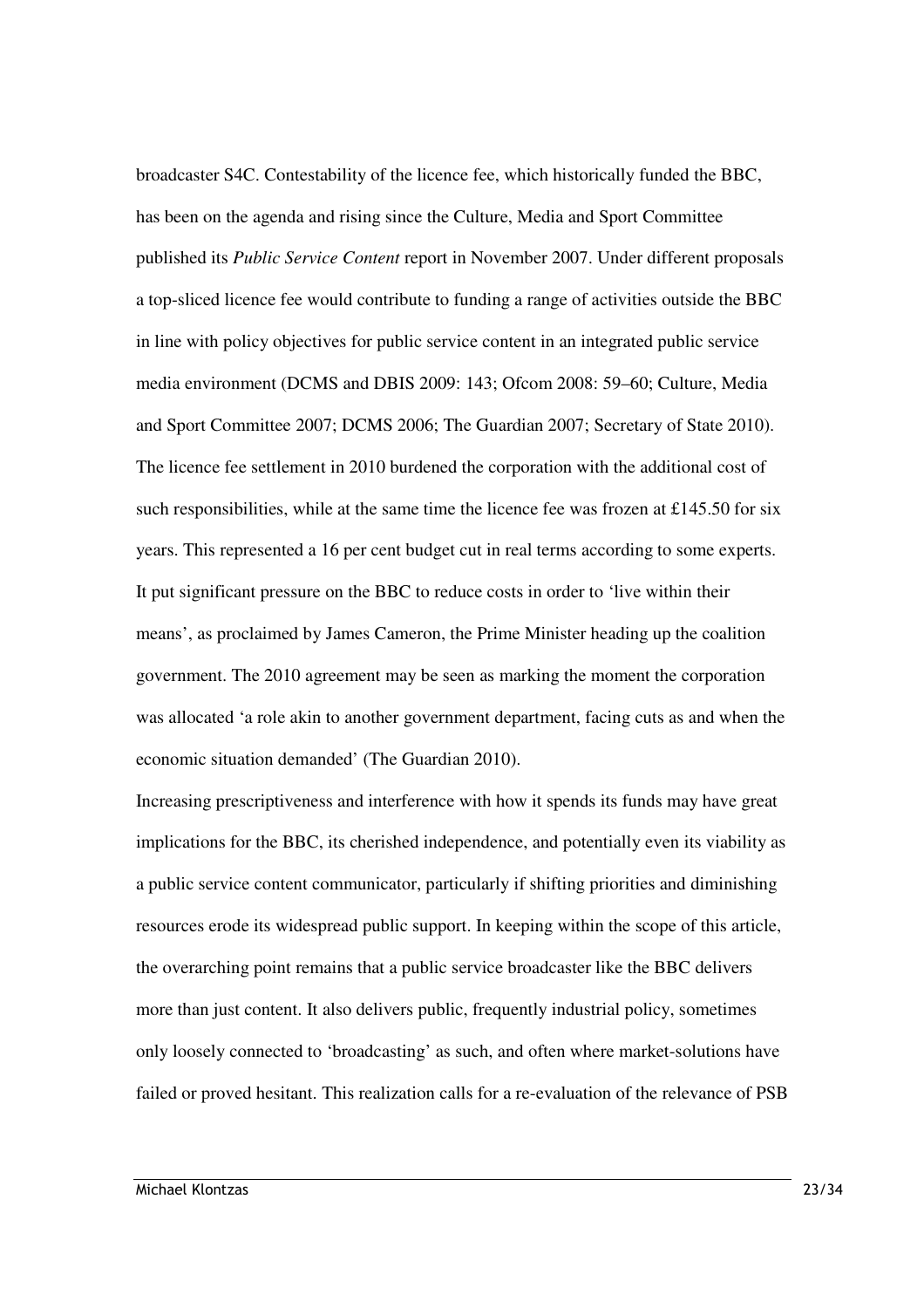broadcaster S4C. Contestability of the licence fee, which historically funded the BBC, has been on the agenda and rising since the Culture, Media and Sport Committee published its *Public Service Content* report in November 2007. Under different proposals a top-sliced licence fee would contribute to funding a range of activities outside the BBC in line with policy objectives for public service content in an integrated public service media environment (DCMS and DBIS 2009: 143; Ofcom 2008: 59–60; Culture, Media and Sport Committee 2007; DCMS 2006; The Guardian 2007; Secretary of State 2010). The licence fee settlement in 2010 burdened the corporation with the additional cost of such responsibilities, while at the same time the licence fee was frozen at £145.50 for six years. This represented a 16 per cent budget cut in real terms according to some experts. It put significant pressure on the BBC to reduce costs in order to 'live within their means', as proclaimed by James Cameron, the Prime Minister heading up the coalition government. The 2010 agreement may be seen as marking the moment the corporation was allocated 'a role akin to another government department, facing cuts as and when the economic situation demanded' (The Guardian 2010).

Increasing prescriptiveness and interference with how it spends its funds may have great implications for the BBC, its cherished independence, and potentially even its viability as a public service content communicator, particularly if shifting priorities and diminishing resources erode its widespread public support. In keeping within the scope of this article, the overarching point remains that a public service broadcaster like the BBC delivers more than just content. It also delivers public, frequently industrial policy, sometimes only loosely connected to 'broadcasting' as such, and often where market-solutions have failed or proved hesitant. This realization calls for a re-evaluation of the relevance of PSB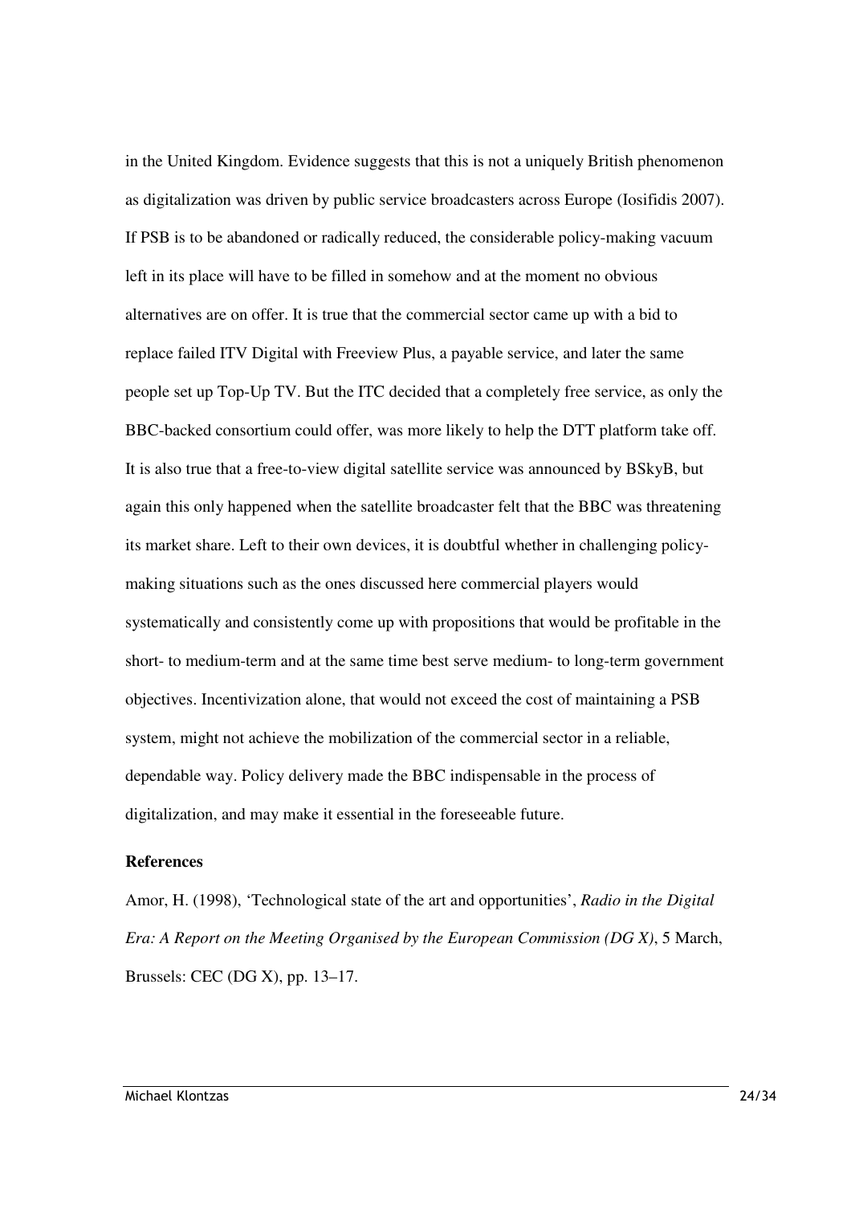in the United Kingdom. Evidence suggests that this is not a uniquely British phenomenon as digitalization was driven by public service broadcasters across Europe (Iosifidis 2007). If PSB is to be abandoned or radically reduced, the considerable policy-making vacuum left in its place will have to be filled in somehow and at the moment no obvious alternatives are on offer. It is true that the commercial sector came up with a bid to replace failed ITV Digital with Freeview Plus, a payable service, and later the same people set up Top-Up TV. But the ITC decided that a completely free service, as only the BBC-backed consortium could offer, was more likely to help the DTT platform take off. It is also true that a free-to-view digital satellite service was announced by BSkyB, but again this only happened when the satellite broadcaster felt that the BBC was threatening its market share. Left to their own devices, it is doubtful whether in challenging policy-making situations such as the ones discussed here commercial players would systematically and consistently come up with propositions that would be profitable in the short- to medium-term and at the same time best serve medium- to long-term government objectives. Incentivization alone, that would not exceed the cost of maintaining a PSB system, might not achieve the mobilization of the commercial sector in a reliable, dependable way. Policy delivery made the BBC indispensable in the process of digitalization, and may make it essential in the foreseeable future.

**References**

Amor, H. (1998), 'Technological state of the art and opportunities', *Radio in the Digital Era: A Report on the Meeting Organised by the European Commission (DG X)*, 5 March, Brussels: CEC (DG X), pp. 13–17.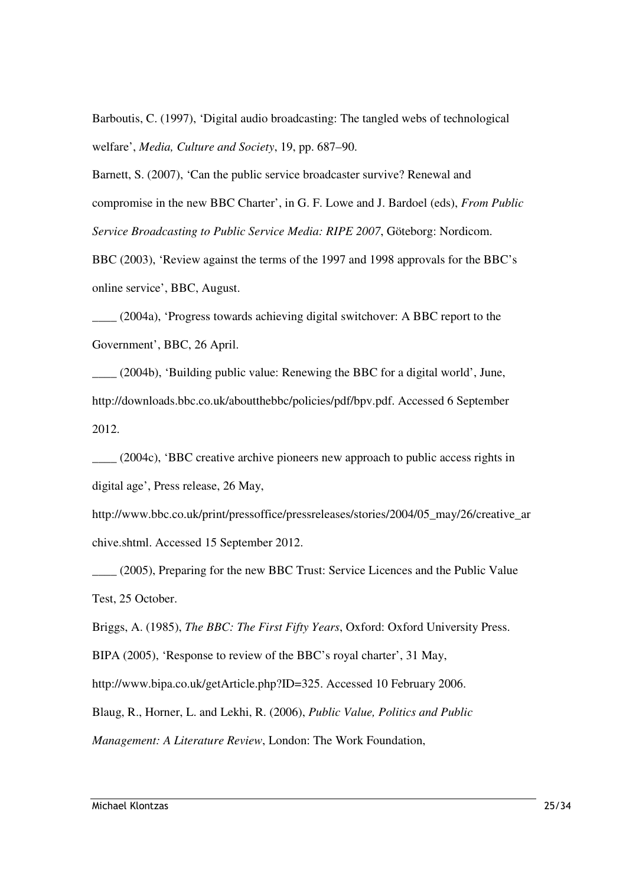Barboutis, C. (1997), 'Digital audio broadcasting: The tangled webs of technological welfare', *Media, Culture and Society*, 19, pp. 687–90.

Barnett, S. (2007), 'Can the public service broadcaster survive? Renewal and compromise in the new BBC Charter', in G. F. Lowe and J. Bardoel (eds), *From Public Service Broadcasting to Public Service Media: RIPE 2007*, Göteborg: Nordicom.

BBC (2003), 'Review against the terms of the 1997 and 1998 approvals for the BBC's online service', BBC, August.

____ (2004a), 'Progress towards achieving digital switchover: A BBC report to the Government', BBC, 26 April.

____ (2004b), 'Building public value: Renewing the BBC for a digital world', June, http://downloads.bbc.co.uk/aboutthebbc/policies/pdf/bpv.pdf. Accessed 6 September 2012.

____ (2004c), 'BBC creative archive pioneers new approach to public access rights in digital age', Press release, 26 May, http://www.bbc.co.uk/print/pressoffice/pressreleases/stories/2004/05_may/26/creative_archive.shtml. Accessed 15 September 2012.

____ (2005), Preparing for the new BBC Trust: Service Licences and the Public Value Test, 25 October.

Briggs, A. (1985), *The BBC: The First Fifty Years*, Oxford: Oxford University Press.

BIPA (2005), 'Response to review of the BBC's royal charter', 31 May, http://www.bipa.co.uk/getArticle.php?ID=325. Accessed 10 February 2006.

Blaug, R., Horner, L. and Lekhi, R. (2006), *Public Value, Politics and Public Management: A Literature Review*, London: The Work Foundation,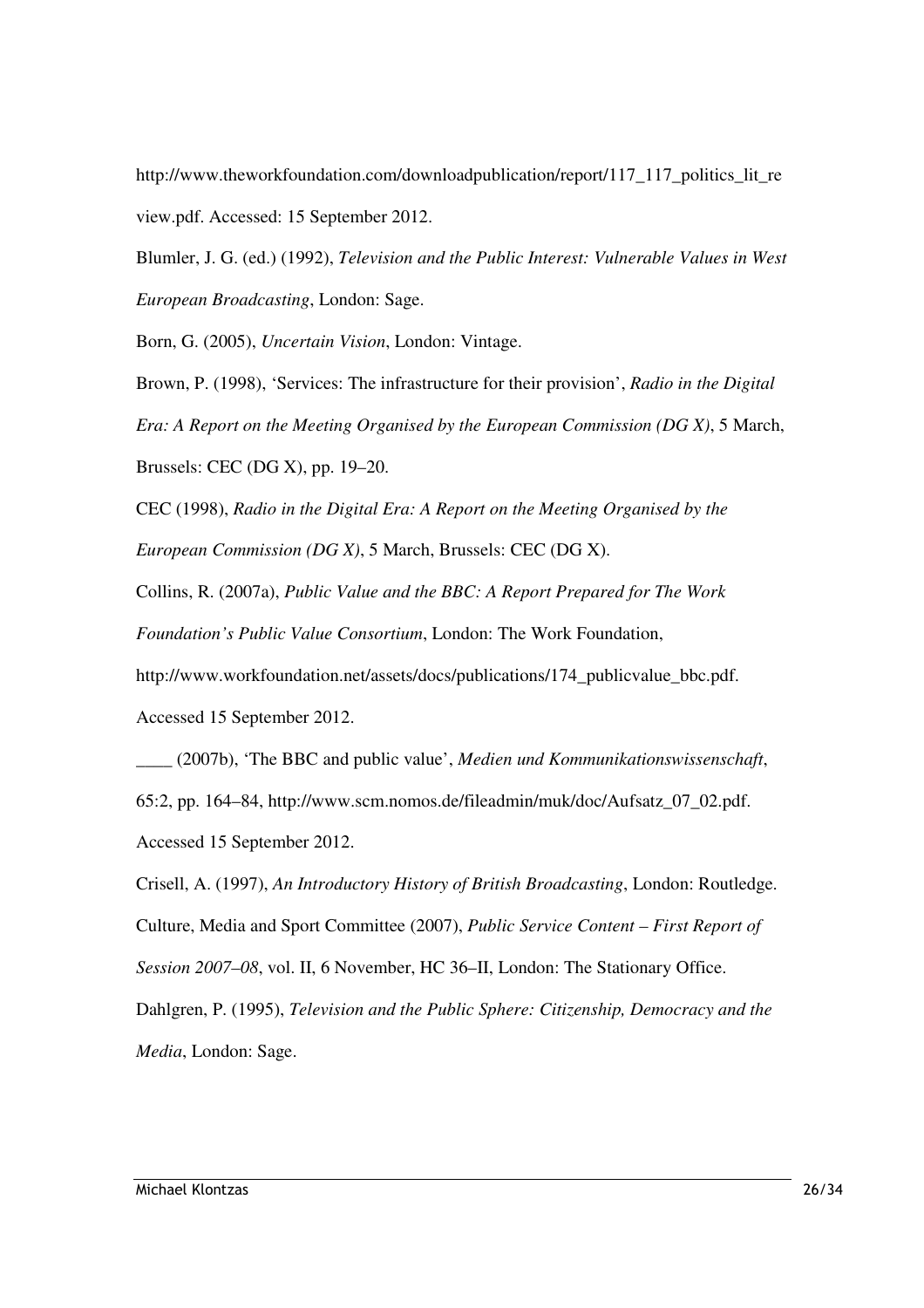http://www.theworkfoundation.com/downloadpublication/report/117_117_politics_lit_review.pdf. Accessed: 15 September 2012.

Blumler, J. G. (ed.) (1992), *Television and the Public Interest: Vulnerable Values in West European Broadcasting*, London: Sage.

Born, G. (2005), *Uncertain Vision*, London: Vintage.

Brown, P. (1998), 'Services: The infrastructure for their provision', *Radio in the Digital Era: A Report on the Meeting Organised by the European Commission (DG X)*, 5 March, Brussels: CEC (DG X), pp. 19–20.

CEC (1998), *Radio in the Digital Era: A Report on the Meeting Organised by the European Commission (DG X)*, 5 March, Brussels: CEC (DG X).

Collins, R. (2007a), *Public Value and the BBC: A Report Prepared for The Work Foundation's Public Value Consortium*, London: The Work Foundation, http://www.workfoundation.net/assets/docs/publications/174_publicvalue_bbc.pdf. Accessed 15 September 2012.

____ (2007b), 'The BBC and public value', *Medien und Kommunikationswissenschaft*, 65:2, pp. 164–84, http://www.scm.nomos.de/fileadmin/muk/doc/Aufsatz_07_02.pdf. Accessed 15 September 2012.

Crisell, A. (1997), *An Introductory History of British Broadcasting*, London: Routledge.

Culture, Media and Sport Committee (2007), *Public Service Content – First Report of Session 2007–08*, vol. II, 6 November, HC 36–II, London: The Stationary Office.

Dahlgren, P. (1995), *Television and the Public Sphere: Citizenship, Democracy and the Media*, London: Sage.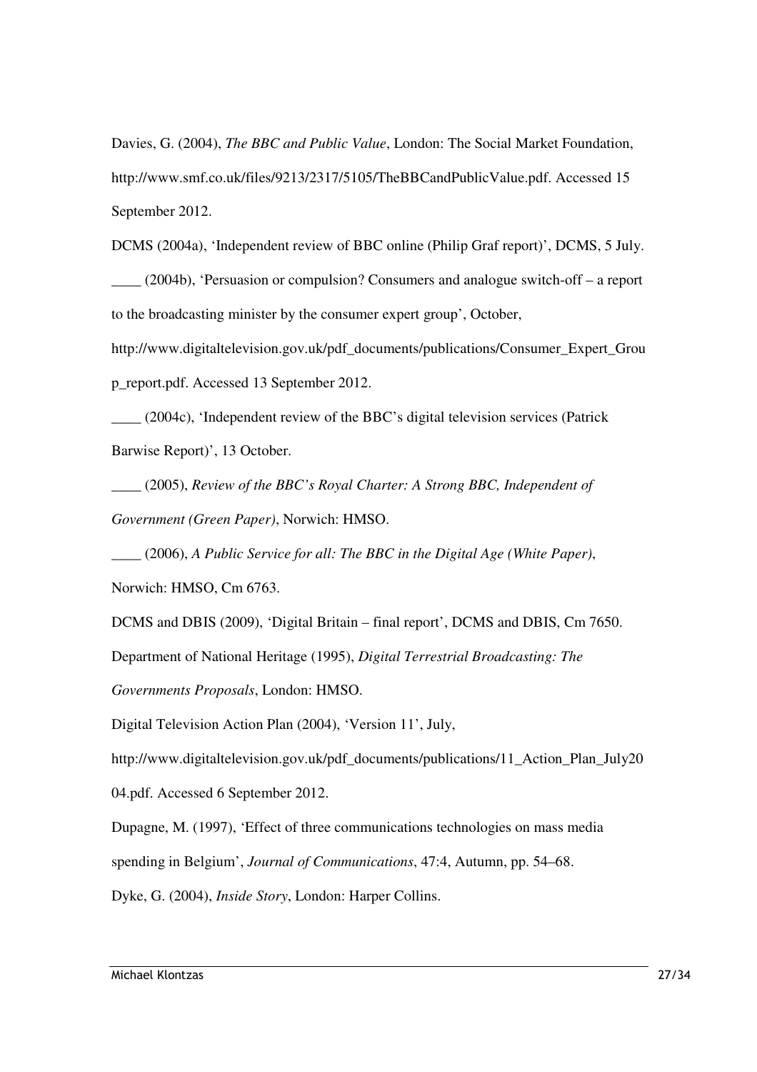Davies, G. (2004), *The BBC and Public Value*, London: The Social Market Foundation, http://www.smf.co.uk/files/9213/2317/5105/TheBBCandPublicValue.pdf. Accessed 15 September 2012.

DCMS (2004a), 'Independent review of BBC online (Philip Graf report)', DCMS, 5 July.

____ (2004b), 'Persuasion or compulsion? Consumers and analogue switch-off – a report to the broadcasting minister by the consumer expert group', October, http://www.digitaltelevision.gov.uk/pdf_documents/publications/Consumer_Expert_Group_report.pdf. Accessed 13 September 2012.

____ (2004c), 'Independent review of the BBC's digital television services (Patrick Barwise Report)', 13 October.

____ (2005), *Review of the BBC's Royal Charter: A Strong BBC, Independent of Government (Green Paper)*, Norwich: HMSO.

____ (2006), *A Public Service for all: The BBC in the Digital Age (White Paper)*, Norwich: HMSO, Cm 6763.

DCMS and DBIS (2009), 'Digital Britain – final report', DCMS and DBIS, Cm 7650.

Department of National Heritage (1995), *Digital Terrestrial Broadcasting: The Governments Proposals*, London: HMSO.

Digital Television Action Plan (2004), 'Version 11', July, http://www.digitaltelevision.gov.uk/pdf_documents/publications/11_Action_Plan_July2004.pdf. Accessed 6 September 2012.

Dupagne, M. (1997), 'Effect of three communications technologies on mass media spending in Belgium', *Journal of Communications*, 47:4, Autumn, pp. 54–68.

Dyke, G. (2004), *Inside Story*, London: Harper Collins.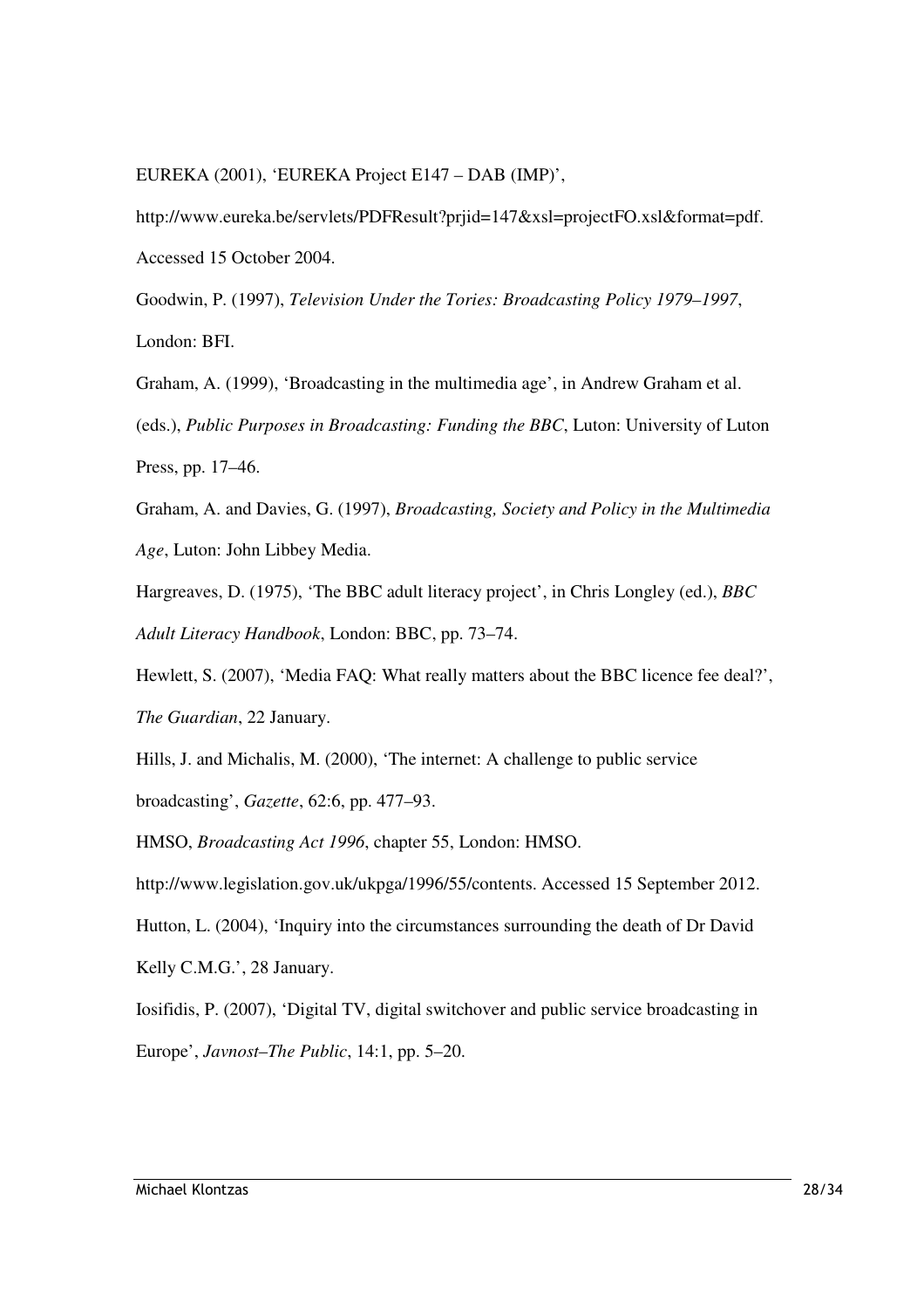EUREKA (2001), 'EUREKA Project E147 – DAB (IMP)',

http://www.eureka.be/servlets/PDFResult?prjid=147&xsl=projectFO.xsl&format=pdf. Accessed 15 October 2004.

Goodwin, P. (1997), *Television Under the Tories: Broadcasting Policy 1979–1997*, London: BFI.

Graham, A. (1999), 'Broadcasting in the multimedia age', in Andrew Graham et al. (eds.), *Public Purposes in Broadcasting: Funding the BBC*, Luton: University of Luton Press, pp. 17–46.

Graham, A. and Davies, G. (1997), *Broadcasting, Society and Policy in the Multimedia Age*, Luton: John Libbey Media.

Hargreaves, D. (1975), 'The BBC adult literacy project', in Chris Longley (ed.), *BBC Adult Literacy Handbook*, London: BBC, pp. 73–74.

Hewlett, S. (2007), 'Media FAQ: What really matters about the BBC licence fee deal?', *The Guardian*, 22 January.

Hills, J. and Michalis, M. (2000), 'The internet: A challenge to public service broadcasting', *Gazette*, 62:6, pp. 477–93.

HMSO, *Broadcasting Act 1996*, chapter 55, London: HMSO.

http://www.legislation.gov.uk/ukpga/1996/55/contents. Accessed 15 September 2012.

Hutton, L. (2004), 'Inquiry into the circumstances surrounding the death of Dr David Kelly C.M.G.', 28 January.

Iosifidis, P. (2007), 'Digital TV, digital switchover and public service broadcasting in Europe', *Javnost–The Public*, 14:1, pp. 5–20.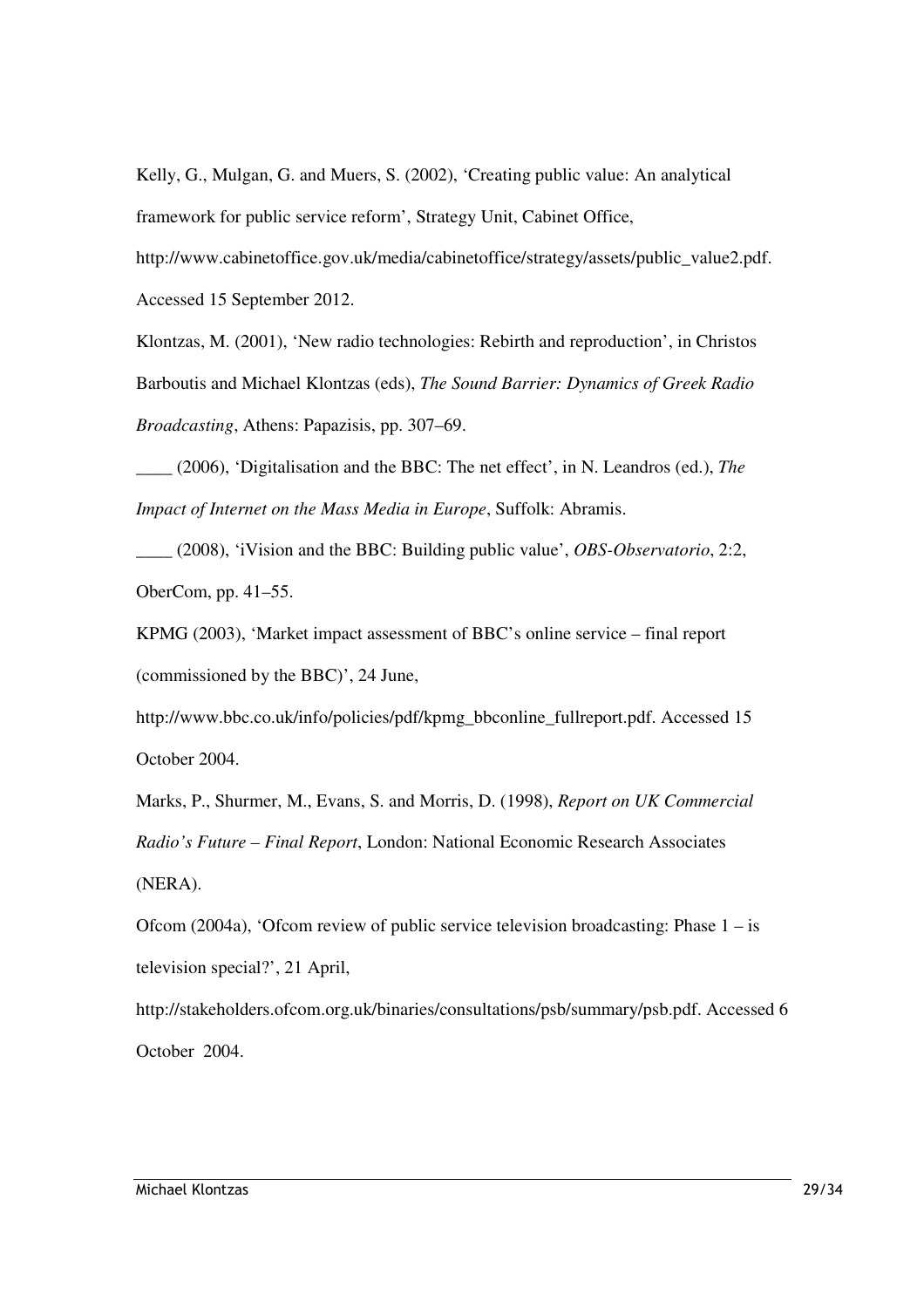Kelly, G., Mulgan, G. and Muers, S. (2002), 'Creating public value: An analytical framework for public service reform', Strategy Unit, Cabinet Office, http://www.cabinetoffice.gov.uk/media/cabinetoffice/strategy/assets/public_value2.pdf. Accessed 15 September 2012.

Klontzas, M. (2001), 'New radio technologies: Rebirth and reproduction', in Christos Barboutis and Michael Klontzas (eds), *The Sound Barrier: Dynamics of Greek Radio Broadcasting*, Athens: Papazisis, pp. 307–69.

____ (2006), 'Digitalisation and the BBC: The net effect', in N. Leandros (ed.), *The Impact of Internet on the Mass Media in Europe*, Suffolk: Abramis.

____ (2008), 'iVision and the BBC: Building public value', *OBS-Observatorio*, 2:2, OberCom, pp. 41–55.

KPMG (2003), 'Market impact assessment of BBC's online service – final report (commissioned by the BBC)', 24 June, http://www.bbc.co.uk/info/policies/pdf/kpmg_bbconline_fullreport.pdf. Accessed 15 October 2004.

Marks, P., Shurmer, M., Evans, S. and Morris, D. (1998), *Report on UK Commercial Radio's Future – Final Report*, London: National Economic Research Associates (NERA).

Ofcom (2004a), 'Ofcom review of public service television broadcasting: Phase 1 – is television special?', 21 April, http://stakeholders.ofcom.org.uk/binaries/consultations/psb/summary/psb.pdf. Accessed 6 October 2004.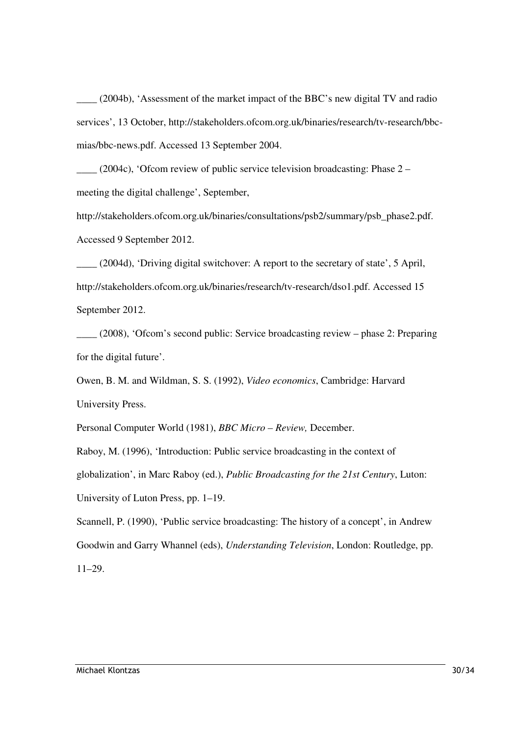____ (2004b), 'Assessment of the market impact of the BBC's new digital TV and radio services', 13 October, http://stakeholders.ofcom.org.uk/binaries/research/tv-research/bbc-mias/bbc-news.pdf. Accessed 13 September 2004.

____ (2004c), 'Ofcom review of public service television broadcasting: Phase 2 – meeting the digital challenge', September, http://stakeholders.ofcom.org.uk/binaries/consultations/psb2/summary/psb_phase2.pdf. Accessed 9 September 2012.

____ (2004d), 'Driving digital switchover: A report to the secretary of state', 5 April, http://stakeholders.ofcom.org.uk/binaries/research/tv-research/dso1.pdf. Accessed 15 September 2012.

____ (2008), 'Ofcom's second public: Service broadcasting review – phase 2: Preparing for the digital future'.

Owen, B. M. and Wildman, S. S. (1992), *Video economics*, Cambridge: Harvard University Press.

Personal Computer World (1981), *BBC Micro – Review,* December.

Raboy, M. (1996), 'Introduction: Public service broadcasting in the context of globalization', in Marc Raboy (ed.), *Public Broadcasting for the 21st Century*, Luton: University of Luton Press, pp. 1–19.

Scannell, P. (1990), 'Public service broadcasting: The history of a concept', in Andrew Goodwin and Garry Whannel (eds), *Understanding Television*, London: Routledge, pp. 11–29.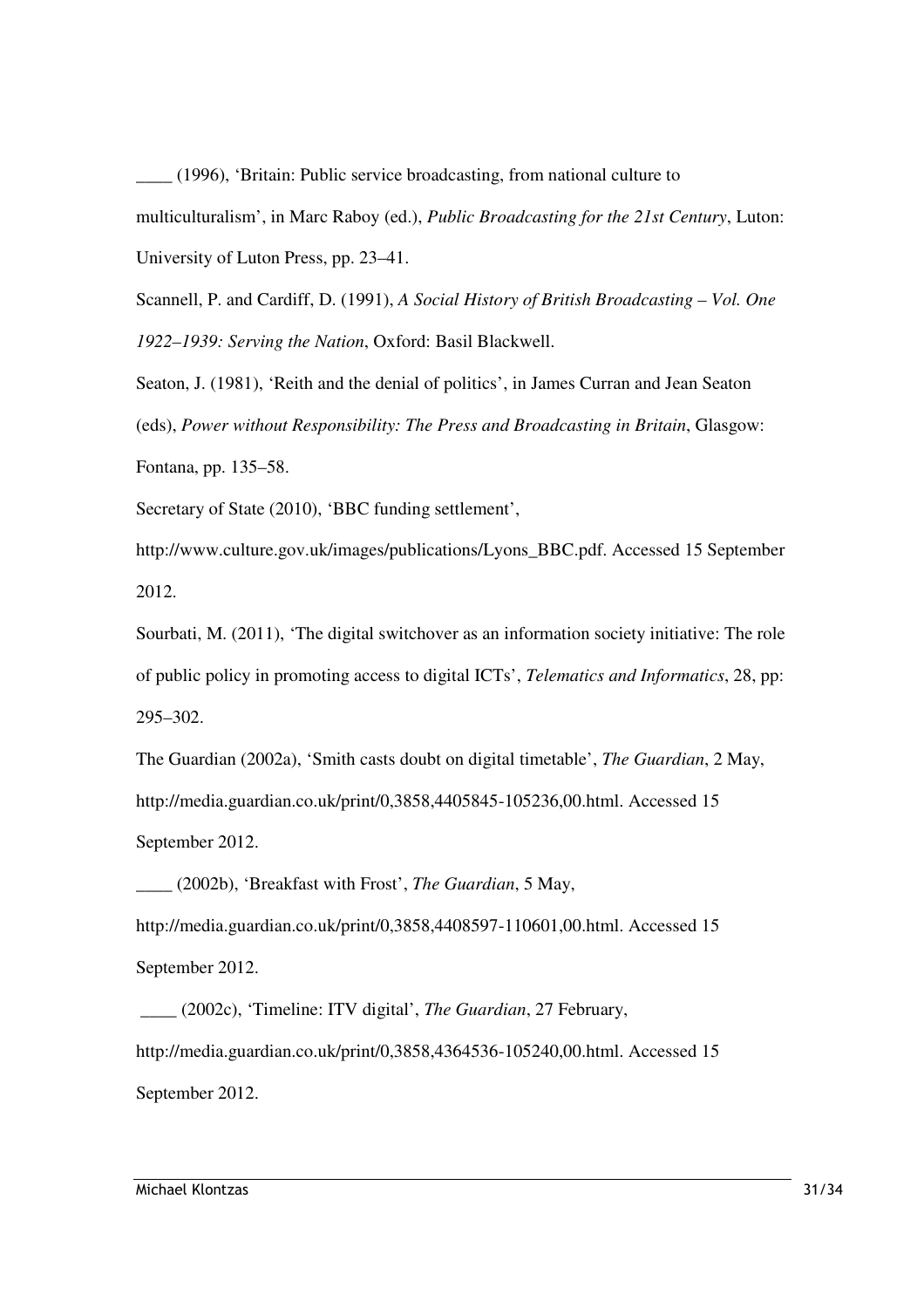____ (1996), 'Britain: Public service broadcasting, from national culture to multiculturalism', in Marc Raboy (ed.), *Public Broadcasting for the 21st Century*, Luton: University of Luton Press, pp. 23–41.

Scannell, P. and Cardiff, D. (1991), *A Social History of British Broadcasting – Vol. One 1922–1939: Serving the Nation*, Oxford: Basil Blackwell.

Seaton, J. (1981), 'Reith and the denial of politics', in James Curran and Jean Seaton (eds), *Power without Responsibility: The Press and Broadcasting in Britain*, Glasgow: Fontana, pp. 135–58.

Secretary of State (2010), 'BBC funding settlement', http://www.culture.gov.uk/images/publications/Lyons_BBC.pdf. Accessed 15 September 2012.

Sourbati, M. (2011), 'The digital switchover as an information society initiative: The role of public policy in promoting access to digital ICTs', *Telematics and Informatics*, 28, pp: 295–302.

The Guardian (2002a), 'Smith casts doubt on digital timetable', *The Guardian*, 2 May, http://media.guardian.co.uk/print/0,3858,4405845-105236,00.html. Accessed 15 September 2012.

____ (2002b), 'Breakfast with Frost', *The Guardian*, 5 May, http://media.guardian.co.uk/print/0,3858,4408597-110601,00.html. Accessed 15 September 2012.

____ (2002c), 'Timeline: ITV digital', *The Guardian*, 27 February, http://media.guardian.co.uk/print/0,3858,4364536-105240,00.html. Accessed 15 September 2012.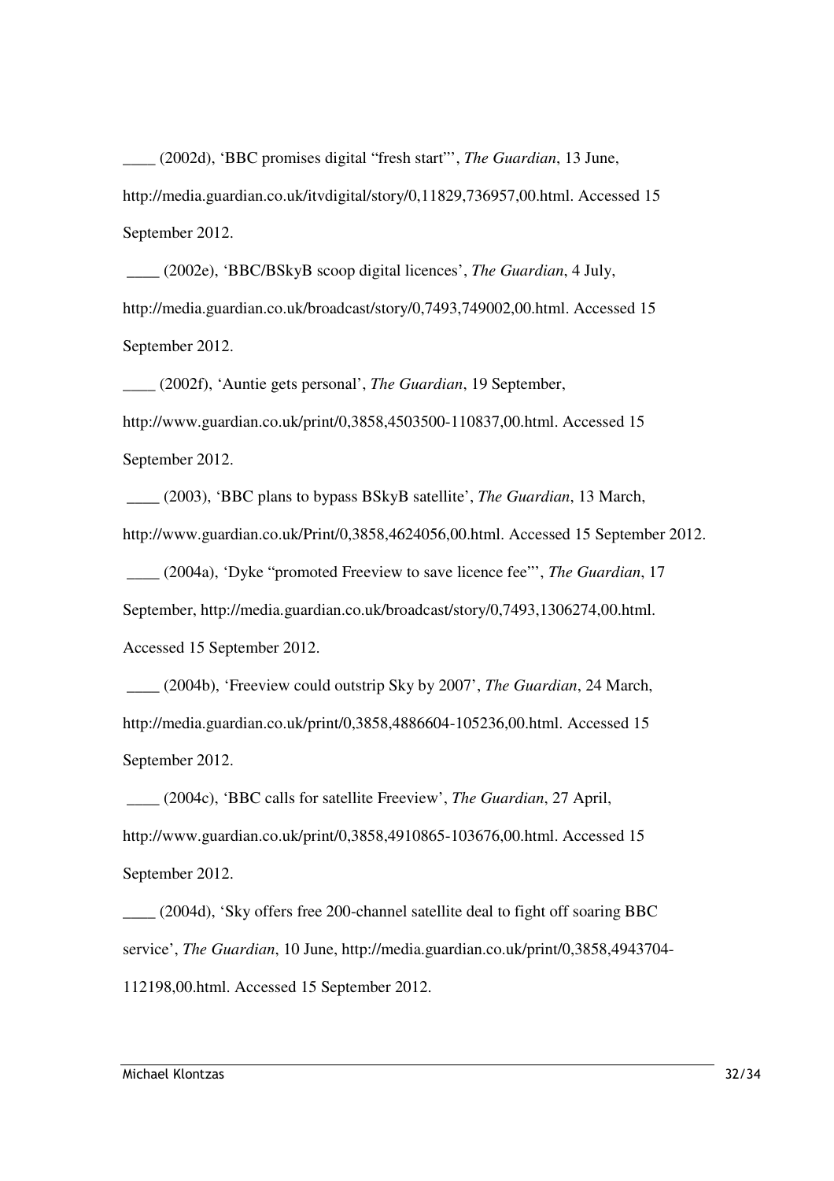____ (2002d), 'BBC promises digital "fresh start"', *The Guardian*, 13 June, http://media.guardian.co.uk/itvdigital/story/0,11829,736957,00.html. Accessed 15 September 2012.

____ (2002e), 'BBC/BSkyB scoop digital licences', *The Guardian*, 4 July, http://media.guardian.co.uk/broadcast/story/0,7493,749002,00.html. Accessed 15 September 2012.

____ (2002f), 'Auntie gets personal', *The Guardian*, 19 September, http://www.guardian.co.uk/print/0,3858,4503500-110837,00.html. Accessed 15 September 2012.

____ (2003), 'BBC plans to bypass BSkyB satellite', *The Guardian*, 13 March, http://www.guardian.co.uk/Print/0,3858,4624056,00.html. Accessed 15 September 2012.

____ (2004a), 'Dyke "promoted Freeview to save licence fee"', *The Guardian*, 17 September, http://media.guardian.co.uk/broadcast/story/0,7493,1306274,00.html. Accessed 15 September 2012.

____ (2004b), 'Freeview could outstrip Sky by 2007', *The Guardian*, 24 March, http://media.guardian.co.uk/print/0,3858,4886604-105236,00.html. Accessed 15 September 2012.

____ (2004c), 'BBC calls for satellite Freeview', *The Guardian*, 27 April, http://www.guardian.co.uk/print/0,3858,4910865-103676,00.html. Accessed 15 September 2012.

____ (2004d), 'Sky offers free 200-channel satellite deal to fight off soaring BBC service', *The Guardian*, 10 June, http://media.guardian.co.uk/print/0,3858,4943704-112198,00.html. Accessed 15 September 2012.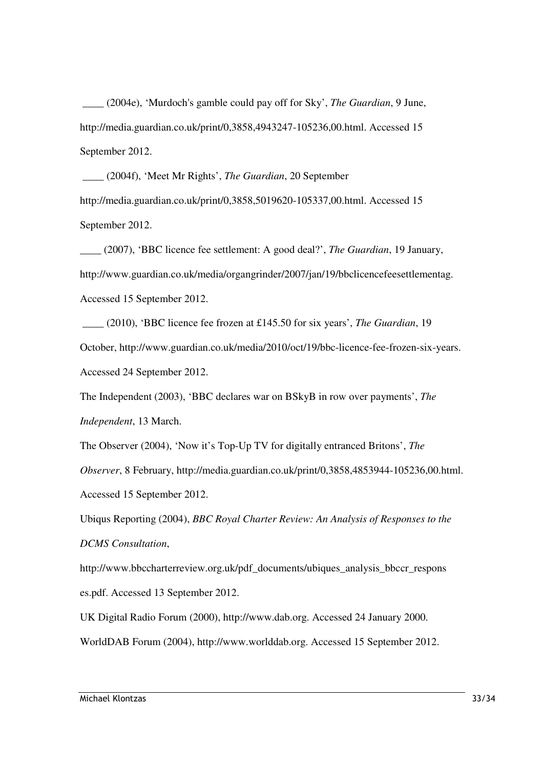____ (2004e), 'Murdoch's gamble could pay off for Sky', *The Guardian*, 9 June, http://media.guardian.co.uk/print/0,3858,4943247-105236,00.html. Accessed 15 September 2012.

____ (2004f), 'Meet Mr Rights', *The Guardian*, 20 September http://media.guardian.co.uk/print/0,3858,5019620-105337,00.html. Accessed 15 September 2012.

____ (2007), 'BBC licence fee settlement: A good deal?', *The Guardian*, 19 January, http://www.guardian.co.uk/media/organgrinder/2007/jan/19/bbclicencefeesettlementag. Accessed 15 September 2012.

____ (2010), 'BBC licence fee frozen at £145.50 for six years', *The Guardian*, 19 October, http://www.guardian.co.uk/media/2010/oct/19/bbc-licence-fee-frozen-six-years. Accessed 24 September 2012.

The Independent (2003), 'BBC declares war on BSkyB in row over payments', *The Independent*, 13 March.

The Observer (2004), 'Now it's Top-Up TV for digitally entranced Britons', *The Observer*, 8 February, http://media.guardian.co.uk/print/0,3858,4853944-105236,00.html. Accessed 15 September 2012.

Ubiqus Reporting (2004), *BBC Royal Charter Review: An Analysis of Responses to the DCMS Consultation*, http://www.bbccharterreview.org.uk/pdf_documents/ubiques_analysis_bbccr_responses.pdf. Accessed 13 September 2012.

UK Digital Radio Forum (2000), http://www.dab.org. Accessed 24 January 2000.

WorldDAB Forum (2004), http://www.worlddab.org. Accessed 15 September 2012.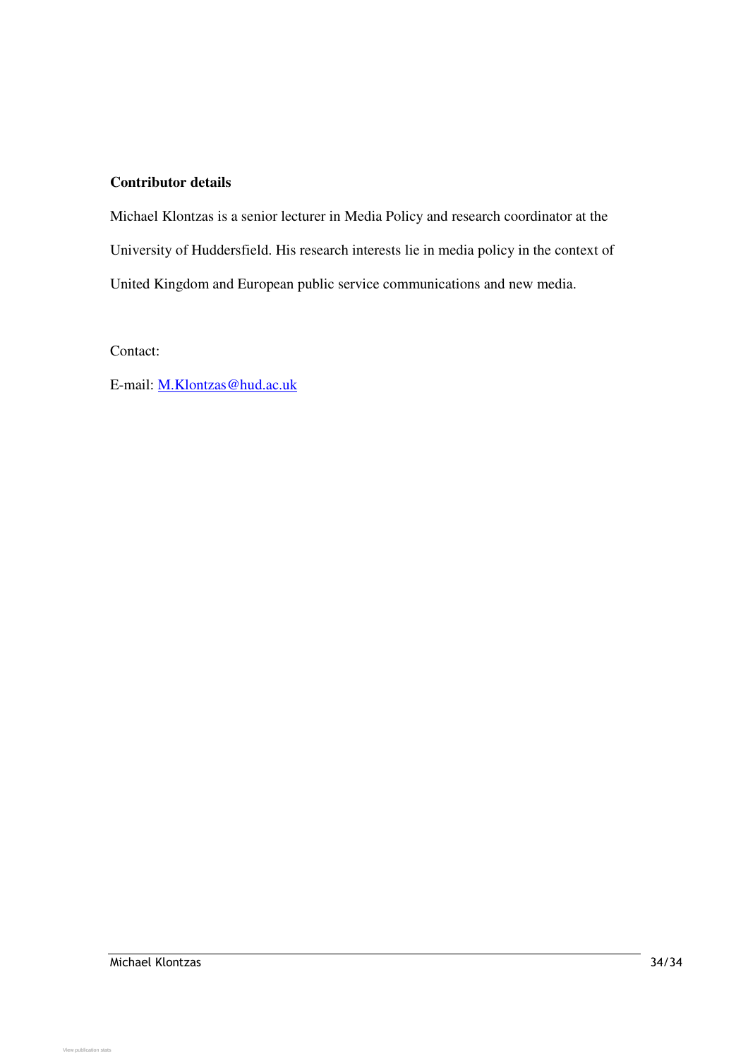**Contributor details**

Michael Klontzas is a senior lecturer in Media Policy and research coordinator at the University of Huddersfield. His research interests lie in media policy in the context of United Kingdom and European public service communications and new media.

Contact:

E-mail: M.Klontzas@hud.ac.uk